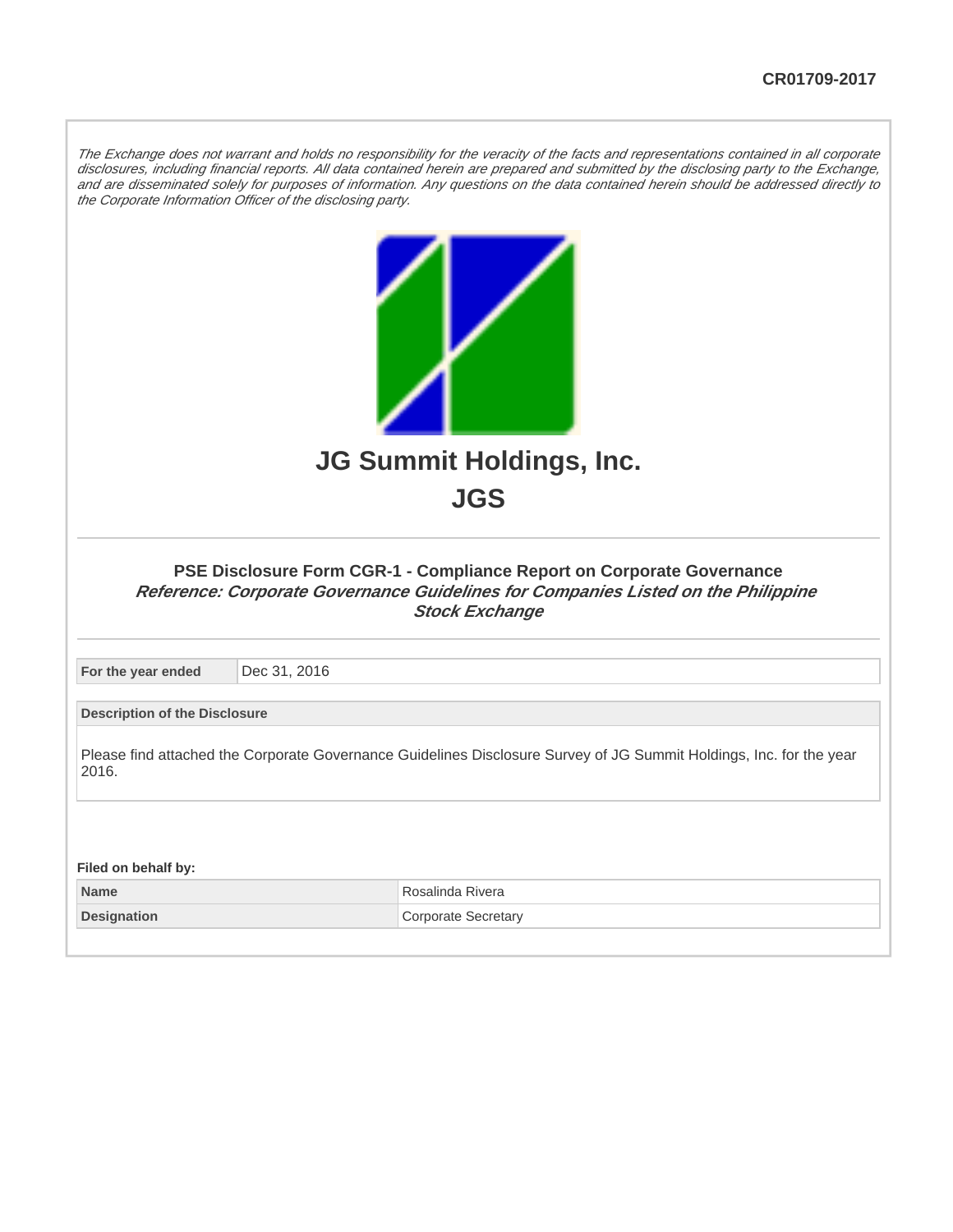CR01709-2017

*The Exchange does not warrant and holds no responsibility for the veracity of the facts and representations contained in all corporate disclosures, including financial reports. All data contained herein are prepared and submitted by the disclosing party to the Exchange, and are disseminated solely for purposes of information. Any questions on the data contained herein should be addressed directly to the Corporate Information Officer of the disclosing party.*

# JG Summit Holdings, Inc.

# JGS

### PSE Disclosure Form CGR-1 - Compliance Report on Corporate Governance

***Reference: Corporate Governance Guidelines for Companies Listed on the Philippine Stock Exchange***

| For the year ended | Dec 31, 2016 |
| --- | --- |

**Description of the Disclosure**

Please find attached the Corporate Governance Guidelines Disclosure Survey of JG Summit Holdings, Inc. for the year 2016.

**Filed on behalf by:**

| Name | Rosalinda Rivera |
| --- | --- |
| Designation | Corporate Secretary |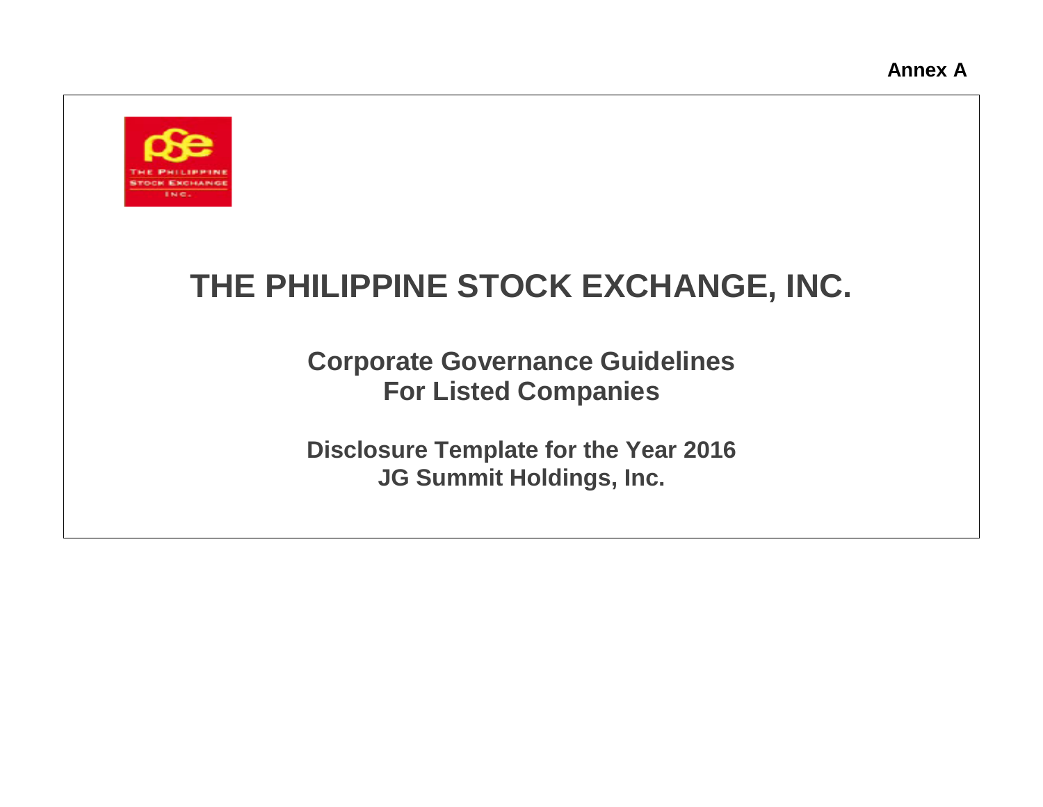Annex A

# THE PHILIPPINE STOCK EXCHANGE, INC.

## Corporate Governance Guidelines For Listed Companies

## Disclosure Template for the Year 2016
## JG Summit Holdings, Inc.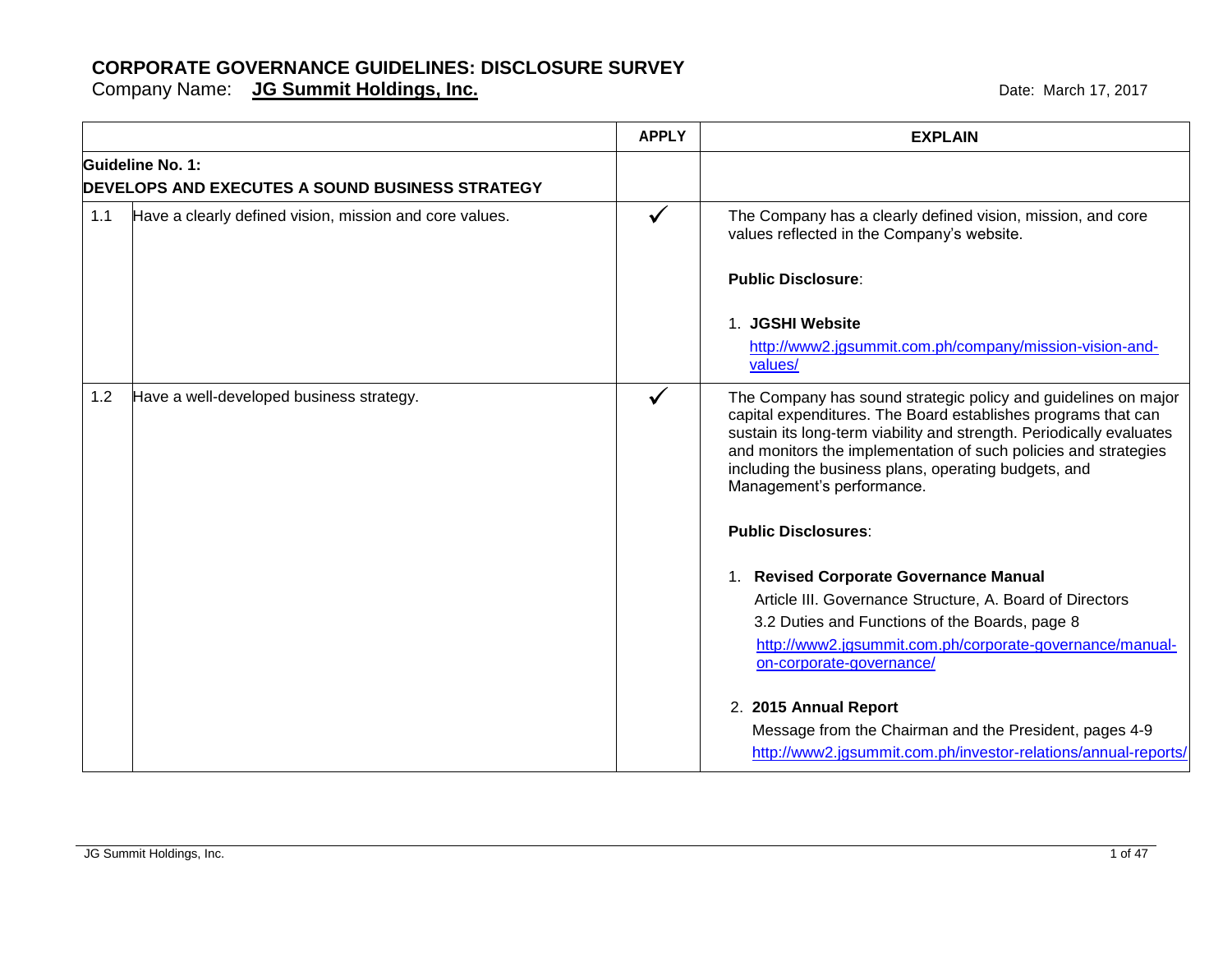# CORPORATE GOVERNANCE GUIDELINES: DISCLOSURE SURVEY

Company Name: **JG Summit Holdings, Inc.**

Date: March 17, 2017

| | | APPLY | EXPLAIN |
|---|---|---|---|
| **Guideline No. 1:** **DEVELOPS AND EXECUTES A SOUND BUSINESS STRATEGY** | | | |
| 1.1 | Have a clearly defined vision, mission and core values. | ✓ | The Company has a clearly defined vision, mission, and core values reflected in the Company's website.<br><br>**Public Disclosure**:<br><br>1. **JGSHI Website**<br>http://www2.jgsummit.com.ph/company/mission-vision-and-values/ |
| 1.2 | Have a well-developed business strategy. | ✓ | The Company has sound strategic policy and guidelines on major capital expenditures. The Board establishes programs that can sustain its long-term viability and strength. Periodically evaluates and monitors the implementation of such policies and strategies including the business plans, operating budgets, and Management's performance.<br><br>**Public Disclosures**:<br><br>1. **Revised Corporate Governance Manual**<br>Article III. Governance Structure, A. Board of Directors<br>3.2 Duties and Functions of the Boards, page 8<br>http://www2.jgsummit.com.ph/corporate-governance/manual-on-corporate-governance/<br><br>2. **2015 Annual Report**<br>Message from the Chairman and the President, pages 4-9<br>http://www2.jgsummit.com.ph/investor-relations/annual-reports/ |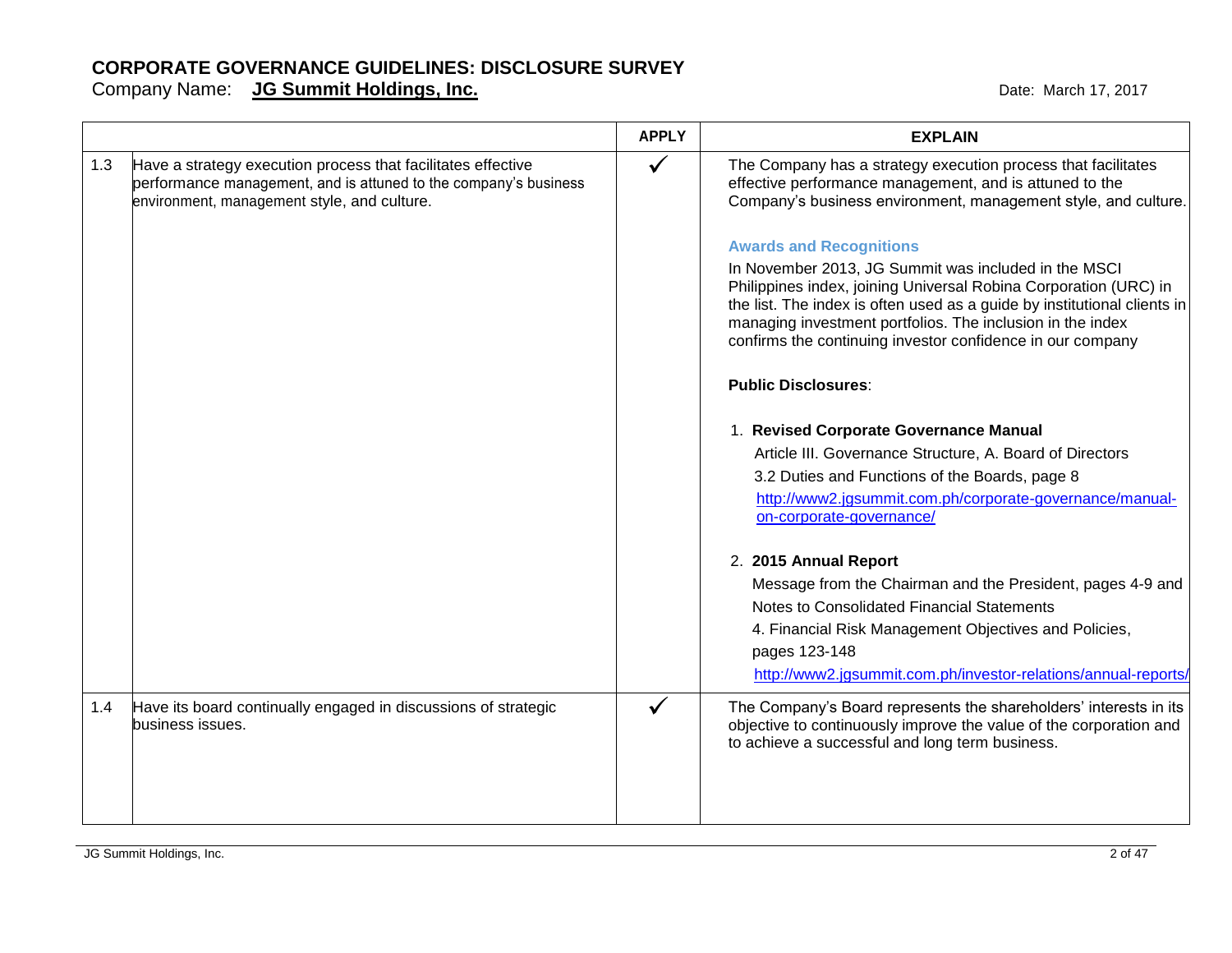# CORPORATE GOVERNANCE GUIDELINES: DISCLOSURE SURVEY

Company Name: **JG Summit Holdings, Inc.**

Date: March 17, 2017

| | | APPLY | EXPLAIN |
|---|---|---|---|
| 1.3 | Have a strategy execution process that facilitates effective performance management, and is attuned to the company's business environment, management style, and culture. | ✓ | The Company has a strategy execution process that facilitates effective performance management, and is attuned to the Company's business environment, management style, and culture.<br><br>**Awards and Recognitions**<br>In November 2013, JG Summit was included in the MSCI Philippines index, joining Universal Robina Corporation (URC) in the list. The index is often used as a guide by institutional clients in managing investment portfolios. The inclusion in the index confirms the continuing investor confidence in our company<br><br>**Public Disclosures**:<br><br>1. **Revised Corporate Governance Manual**<br>Article III. Governance Structure, A. Board of Directors<br>3.2 Duties and Functions of the Boards, page 8<br>http://www2.jgsummit.com.ph/corporate-governance/manual-on-corporate-governance/<br><br>2. **2015 Annual Report**<br>Message from the Chairman and the President, pages 4-9 and Notes to Consolidated Financial Statements<br>4. Financial Risk Management Objectives and Policies, pages 123-148<br>http://www2.jgsummit.com.ph/investor-relations/annual-reports/ |
| 1.4 | Have its board continually engaged in discussions of strategic business issues. | ✓ | The Company's Board represents the shareholders' interests in its objective to continuously improve the value of the corporation and to achieve a successful and long term business. |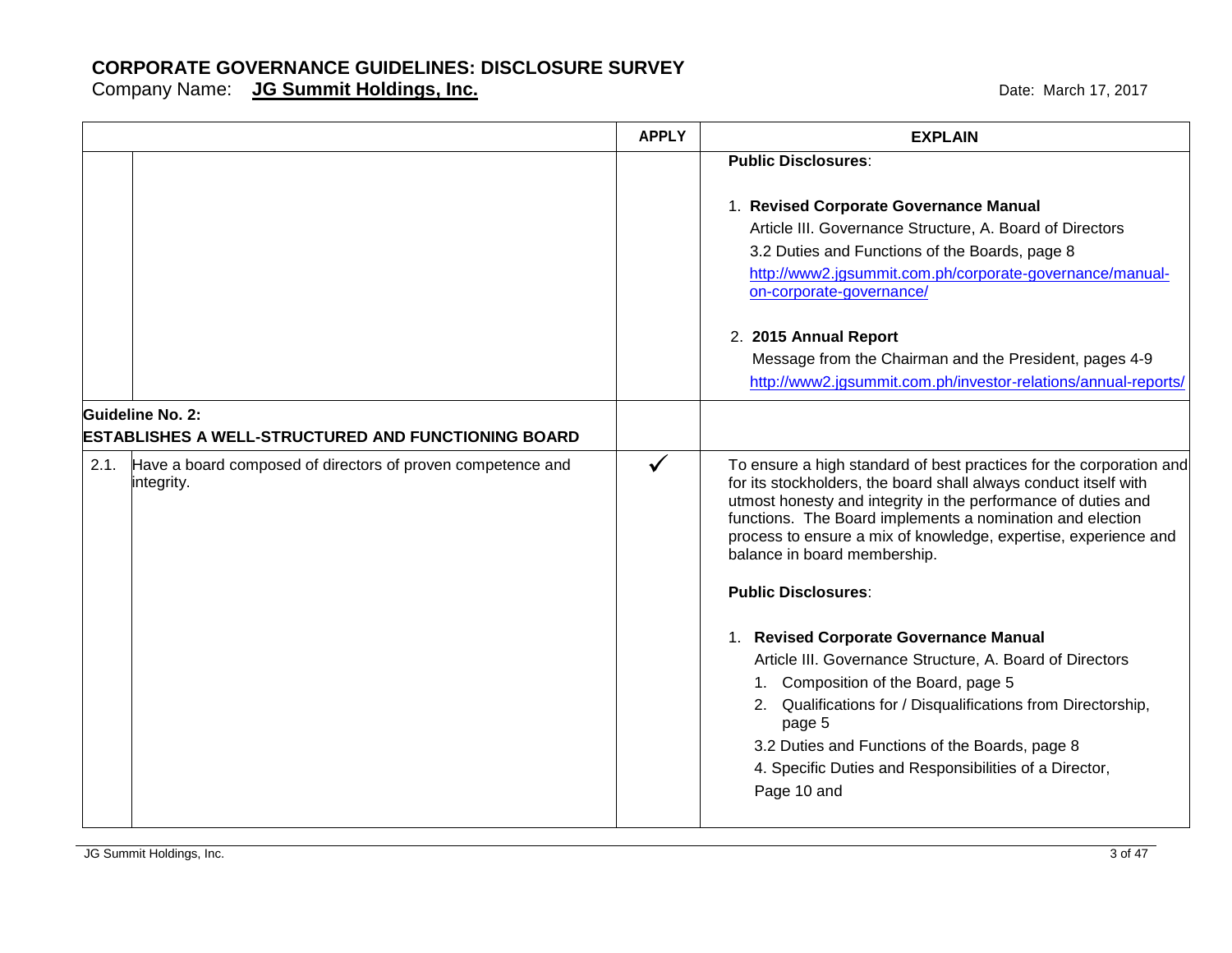# CORPORATE GOVERNANCE GUIDELINES: DISCLOSURE SURVEY

Company Name: **JG Summit Holdings, Inc.** Date: March 17, 2017

| | | APPLY | EXPLAIN |
|---|---|---|---|
| | | | **Public Disclosures**:<br><br>1. **Revised Corporate Governance Manual**<br>Article III. Governance Structure, A. Board of Directors<br>3.2 Duties and Functions of the Boards, page 8<br>http://www2.jgsummit.com.ph/corporate-governance/manual-on-corporate-governance/<br><br>2. **2015 Annual Report**<br>Message from the Chairman and the President, pages 4-9<br>http://www2.jgsummit.com.ph/investor-relations/annual-reports/ |
| **Guideline No. 2:**<br>**ESTABLISHES A WELL-STRUCTURED AND FUNCTIONING BOARD** | | | |
| 2.1. | Have a board composed of directors of proven competence and integrity. | ✓ | To ensure a high standard of best practices for the corporation and for its stockholders, the board shall always conduct itself with utmost honesty and integrity in the performance of duties and functions. The Board implements a nomination and election process to ensure a mix of knowledge, expertise, experience and balance in board membership.<br><br>**Public Disclosures**:<br><br>1. **Revised Corporate Governance Manual**<br>Article III. Governance Structure, A. Board of Directors<br>1. Composition of the Board, page 5<br>2. Qualifications for / Disqualifications from Directorship, page 5<br>3.2 Duties and Functions of the Boards, page 8<br>4. Specific Duties and Responsibilities of a Director, Page 10 and |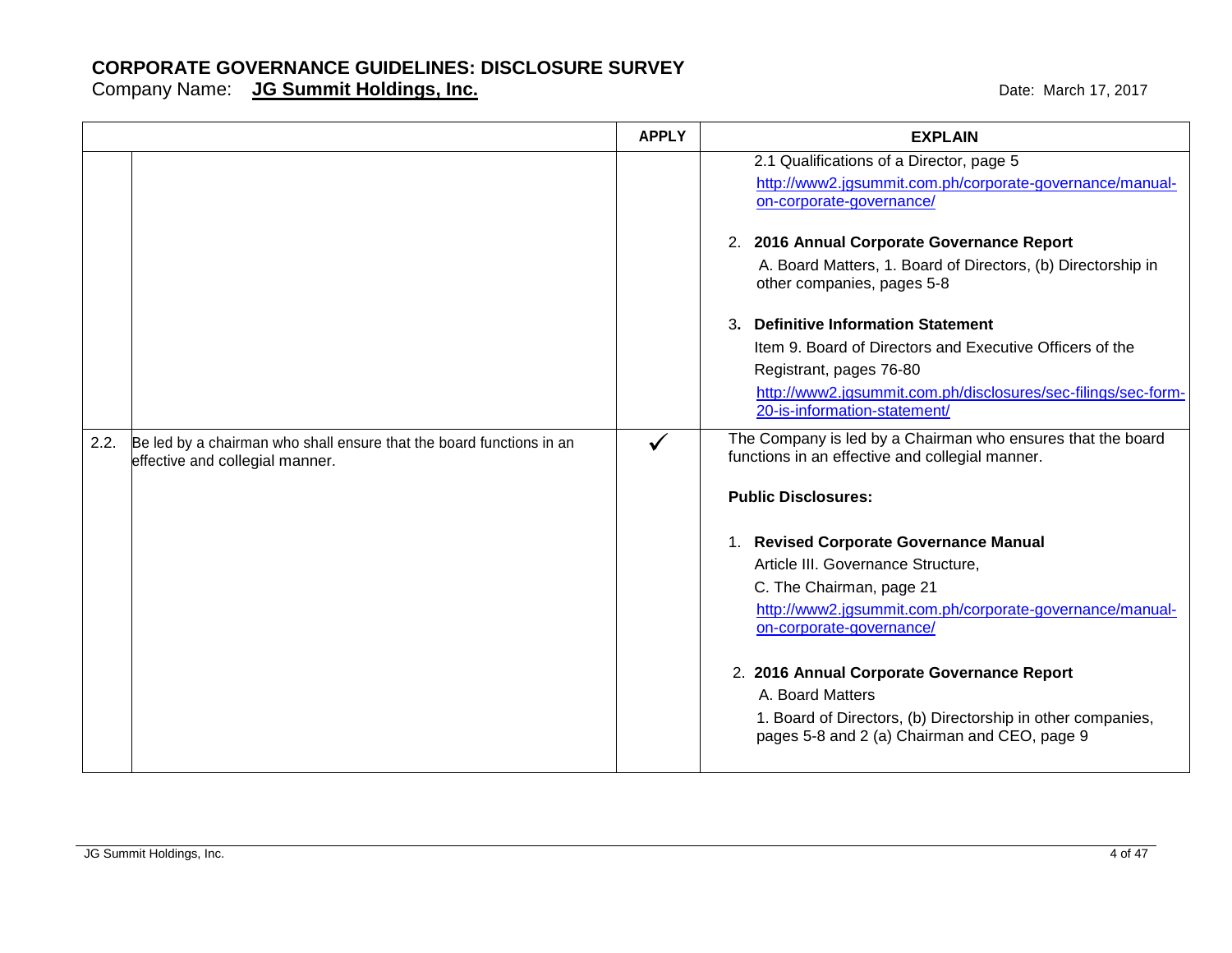# CORPORATE GOVERNANCE GUIDELINES: DISCLOSURE SURVEY

Company Name: **JG Summit Holdings, Inc.**

Date: March 17, 2017

| | | APPLY | EXPLAIN |
|---|---|---|---|
| | | | 2.1 Qualifications of a Director, page 5<br>http://www2.jgsummit.com.ph/corporate-governance/manual-on-corporate-governance/<br><br>2. **2016 Annual Corporate Governance Report**<br>A. Board Matters, 1. Board of Directors, (b) Directorship in other companies, pages 5-8<br><br>3. **Definitive Information Statement**<br>Item 9. Board of Directors and Executive Officers of the Registrant, pages 76-80<br>http://www2.jgsummit.com.ph/disclosures/sec-filings/sec-form-20-is-information-statement/ |
| 2.2. | Be led by a chairman who shall ensure that the board functions in an effective and collegial manner. | ✓ | The Company is led by a Chairman who ensures that the board functions in an effective and collegial manner.<br><br>**Public Disclosures:**<br><br>1. **Revised Corporate Governance Manual**<br>Article III. Governance Structure,<br>C. The Chairman, page 21<br>http://www2.jgsummit.com.ph/corporate-governance/manual-on-corporate-governance/<br><br>2. **2016 Annual Corporate Governance Report**<br>A. Board Matters<br>1. Board of Directors, (b) Directorship in other companies, pages 5-8 and 2 (a) Chairman and CEO, page 9 |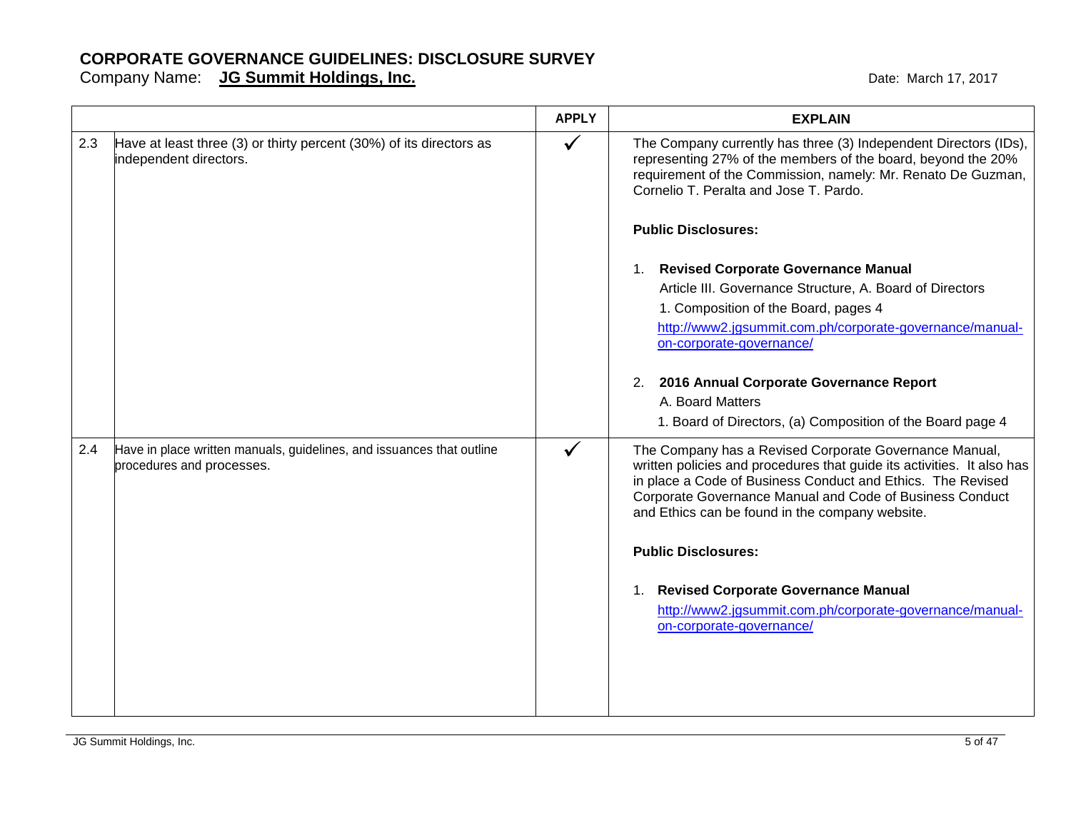# CORPORATE GOVERNANCE GUIDELINES: DISCLOSURE SURVEY

Company Name: **JG Summit Holdings, Inc.**

Date: March 17, 2017

| | | APPLY | EXPLAIN |
|---|---|---|---|
| 2.3 | Have at least three (3) or thirty percent (30%) of its directors as independent directors. | ✓ | The Company currently has three (3) Independent Directors (IDs), representing 27% of the members of the board, beyond the 20% requirement of the Commission, namely: Mr. Renato De Guzman, Cornelio T. Peralta and Jose T. Pardo.<br><br>**Public Disclosures:**<br><br>1. **Revised Corporate Governance Manual**<br>Article III. Governance Structure, A. Board of Directors<br>1. Composition of the Board, pages 4<br>http://www2.jgsummit.com.ph/corporate-governance/manual-on-corporate-governance/<br><br>2. **2016 Annual Corporate Governance Report**<br>A. Board Matters<br>1. Board of Directors, (a) Composition of the Board page 4 |
| 2.4 | Have in place written manuals, guidelines, and issuances that outline procedures and processes. | ✓ | The Company has a Revised Corporate Governance Manual, written policies and procedures that guide its activities. It also has in place a Code of Business Conduct and Ethics. The Revised Corporate Governance Manual and Code of Business Conduct and Ethics can be found in the company website.<br><br>**Public Disclosures:**<br><br>1. **Revised Corporate Governance Manual**<br>http://www2.jgsummit.com.ph/corporate-governance/manual-on-corporate-governance/ |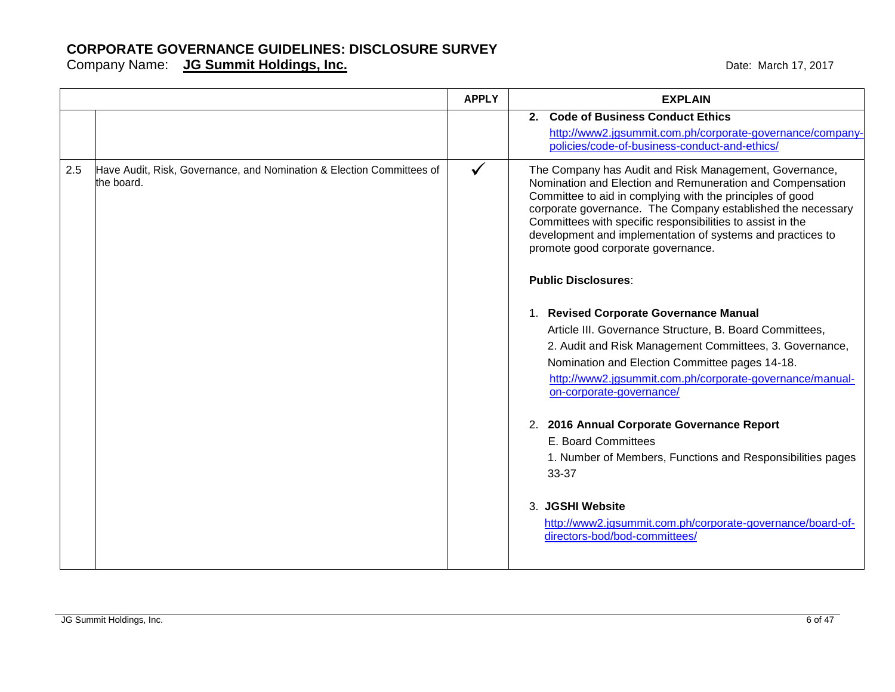# CORPORATE GOVERNANCE GUIDELINES: DISCLOSURE SURVEY

Company Name: **JG Summit Holdings, Inc.** Date: March 17, 2017

| | | APPLY | EXPLAIN |
|---|---|---|---|
| | | | **2. Code of Business Conduct Ethics** <br> http://www2.jgsummit.com.ph/corporate-governance/company-policies/code-of-business-conduct-and-ethics/ |
| 2.5 | Have Audit, Risk, Governance, and Nomination & Election Committees of the board. | ✓ | The Company has Audit and Risk Management, Governance, Nomination and Election and Remuneration and Compensation Committee to aid in complying with the principles of good corporate governance. The Company established the necessary Committees with specific responsibilities to assist in the development and implementation of systems and practices to promote good corporate governance. <br><br> **Public Disclosures**: <br><br> 1. **Revised Corporate Governance Manual** <br> Article III. Governance Structure, B. Board Committees, <br> 2. Audit and Risk Management Committees, 3. Governance, Nomination and Election Committee pages 14-18. <br> http://www2.jgsummit.com.ph/corporate-governance/manual-on-corporate-governance/ <br><br> 2. **2016 Annual Corporate Governance Report** <br> E. Board Committees <br> 1. Number of Members, Functions and Responsibilities pages 33-37 <br><br> 3. **JGSHI Website** <br> http://www2.jgsummit.com.ph/corporate-governance/board-of-directors-bod/bod-committees/ |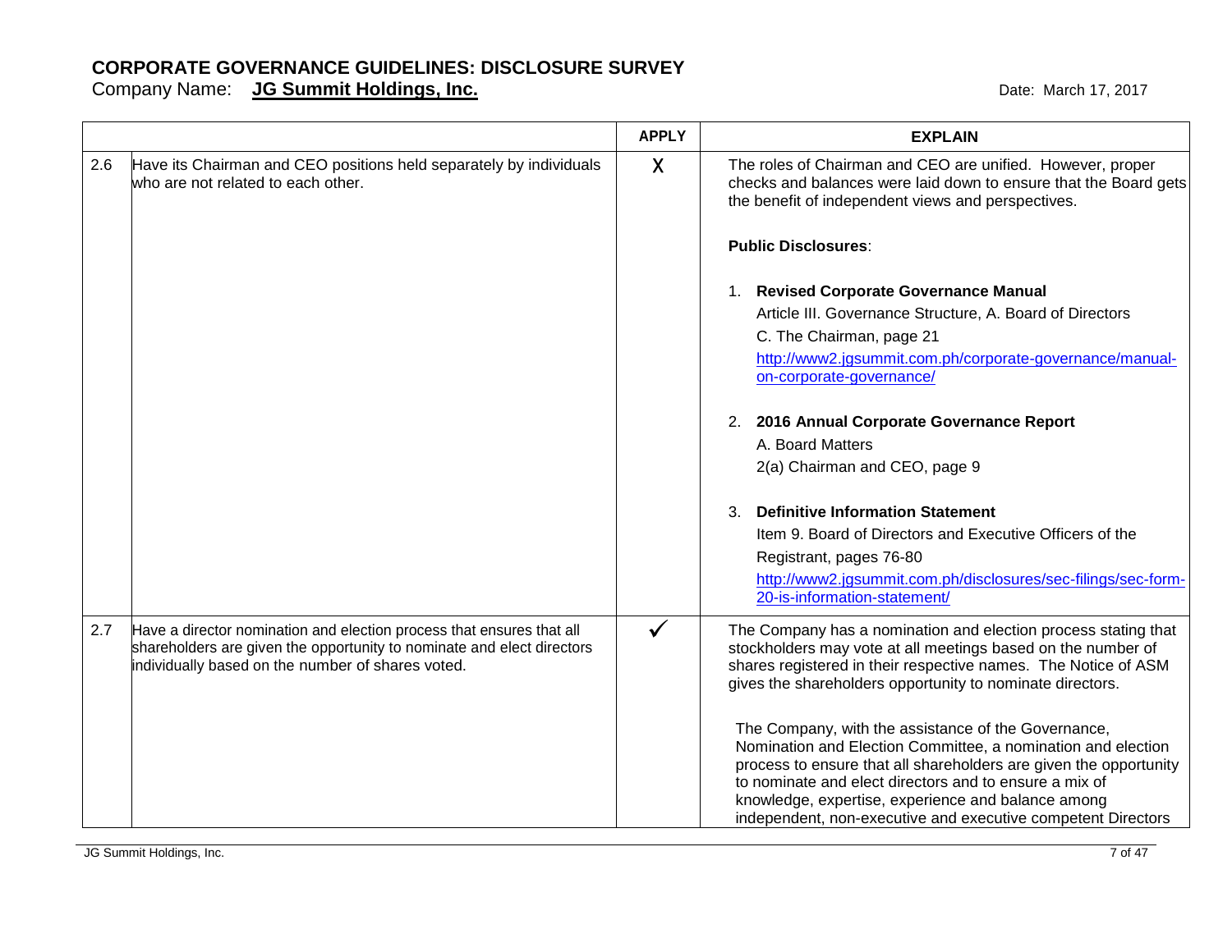# CORPORATE GOVERNANCE GUIDELINES: DISCLOSURE SURVEY

Company Name: **JG Summit Holdings, Inc.**

Date: March 17, 2017

| | | APPLY | EXPLAIN |
|---|---|---|---|
| 2.6 | Have its Chairman and CEO positions held separately by individuals who are not related to each other. | X | The roles of Chairman and CEO are unified. However, proper checks and balances were laid down to ensure that the Board gets the benefit of independent views and perspectives.<br><br>**Public Disclosures**:<br><br>1. **Revised Corporate Governance Manual**<br>Article III. Governance Structure, A. Board of Directors<br>C. The Chairman, page 21<br>http://www2.jgsummit.com.ph/corporate-governance/manual-on-corporate-governance/<br><br>2. **2016 Annual Corporate Governance Report**<br>A. Board Matters<br>2(a) Chairman and CEO, page 9<br><br>3. **Definitive Information Statement**<br>Item 9. Board of Directors and Executive Officers of the Registrant, pages 76-80<br>http://www2.jgsummit.com.ph/disclosures/sec-filings/sec-form-20-is-information-statement/ |
| 2.7 | Have a director nomination and election process that ensures that all shareholders are given the opportunity to nominate and elect directors individually based on the number of shares voted. | ✓ | The Company has a nomination and election process stating that stockholders may vote at all meetings based on the number of shares registered in their respective names. The Notice of ASM gives the shareholders opportunity to nominate directors.<br><br>The Company, with the assistance of the Governance, Nomination and Election Committee, a nomination and election process to ensure that all shareholders are given the opportunity to nominate and elect directors and to ensure a mix of knowledge, expertise, experience and balance among independent, non-executive and executive competent Directors |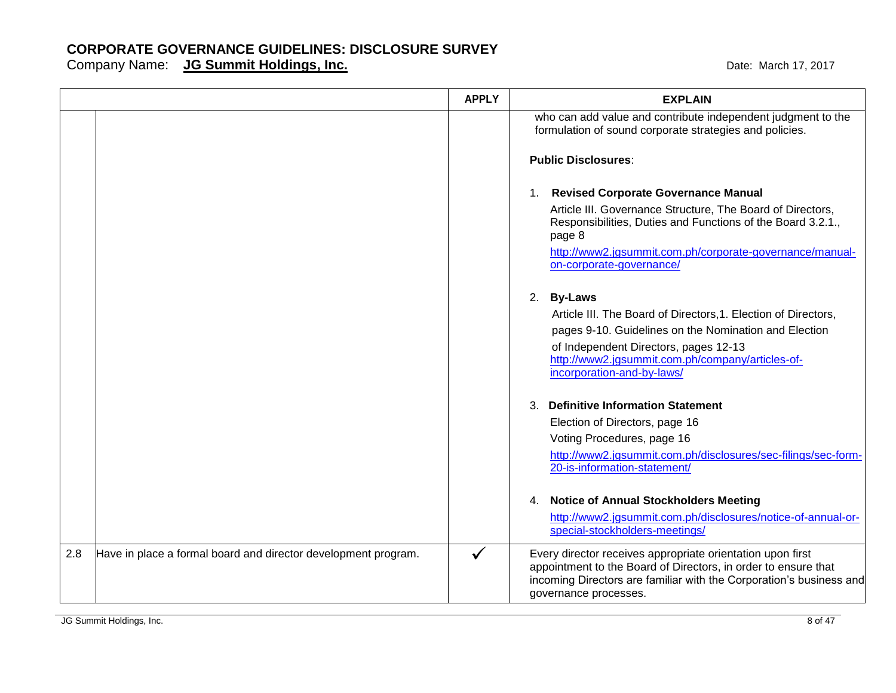# CORPORATE GOVERNANCE GUIDELINES: DISCLOSURE SURVEY

Company Name: **JG Summit Holdings, Inc.** Date: March 17, 2017

| | | APPLY | EXPLAIN |
|---|---|---|---|
| | | | who can add value and contribute independent judgment to the formulation of sound corporate strategies and policies.<br><br>**Public Disclosures**:<br><br>1. **Revised Corporate Governance Manual**<br>Article III. Governance Structure, The Board of Directors, Responsibilities, Duties and Functions of the Board 3.2.1., page 8<br>http://www2.jgsummit.com.ph/corporate-governance/manual-on-corporate-governance/<br><br>2. **By-Laws**<br>Article III. The Board of Directors,1. Election of Directors, pages 9-10. Guidelines on the Nomination and Election of Independent Directors, pages 12-13<br>http://www2.jgsummit.com.ph/company/articles-of-incorporation-and-by-laws/<br><br>3. **Definitive Information Statement**<br>Election of Directors, page 16<br>Voting Procedures, page 16<br>http://www2.jgsummit.com.ph/disclosures/sec-filings/sec-form-20-is-information-statement/<br><br>4. **Notice of Annual Stockholders Meeting**<br>http://www2.jgsummit.com.ph/disclosures/notice-of-annual-or-special-stockholders-meetings/ |
| 2.8 | Have in place a formal board and director development program. | ✓ | Every director receives appropriate orientation upon first appointment to the Board of Directors, in order to ensure that incoming Directors are familiar with the Corporation's business and governance processes. |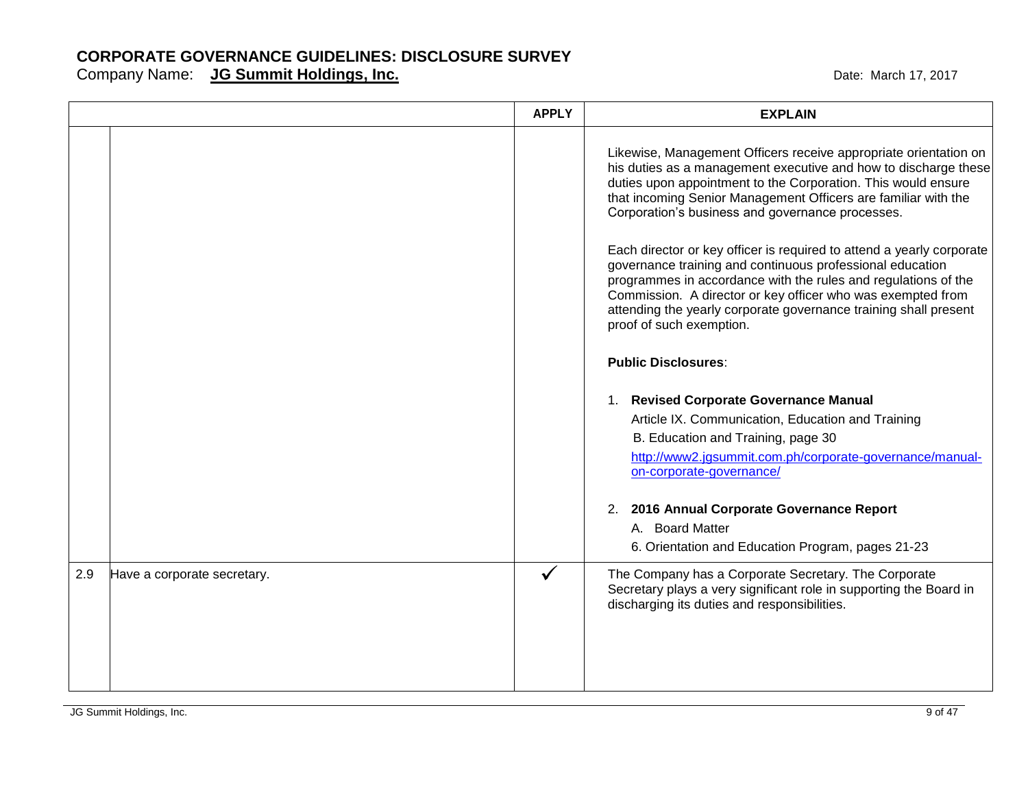# CORPORATE GOVERNANCE GUIDELINES: DISCLOSURE SURVEY

Company Name: **JG Summit Holdings, Inc.**

Date: March 17, 2017

| | | APPLY | EXPLAIN |
|---|---|---|---|
| | | | Likewise, Management Officers receive appropriate orientation on his duties as a management executive and how to discharge these duties upon appointment to the Corporation. This would ensure that incoming Senior Management Officers are familiar with the Corporation's business and governance processes.<br><br>Each director or key officer is required to attend a yearly corporate governance training and continuous professional education programmes in accordance with the rules and regulations of the Commission. A director or key officer who was exempted from attending the yearly corporate governance training shall present proof of such exemption.<br><br>**Public Disclosures**:<br><br>1. **Revised Corporate Governance Manual**<br>Article IX. Communication, Education and Training<br>B. Education and Training, page 30<br>http://www2.jgsummit.com.ph/corporate-governance/manual-on-corporate-governance/<br><br>2. **2016 Annual Corporate Governance Report**<br>A. Board Matter<br>6. Orientation and Education Program, pages 21-23 |
| 2.9 | Have a corporate secretary. | ✓ | The Company has a Corporate Secretary. The Corporate Secretary plays a very significant role in supporting the Board in discharging its duties and responsibilities. |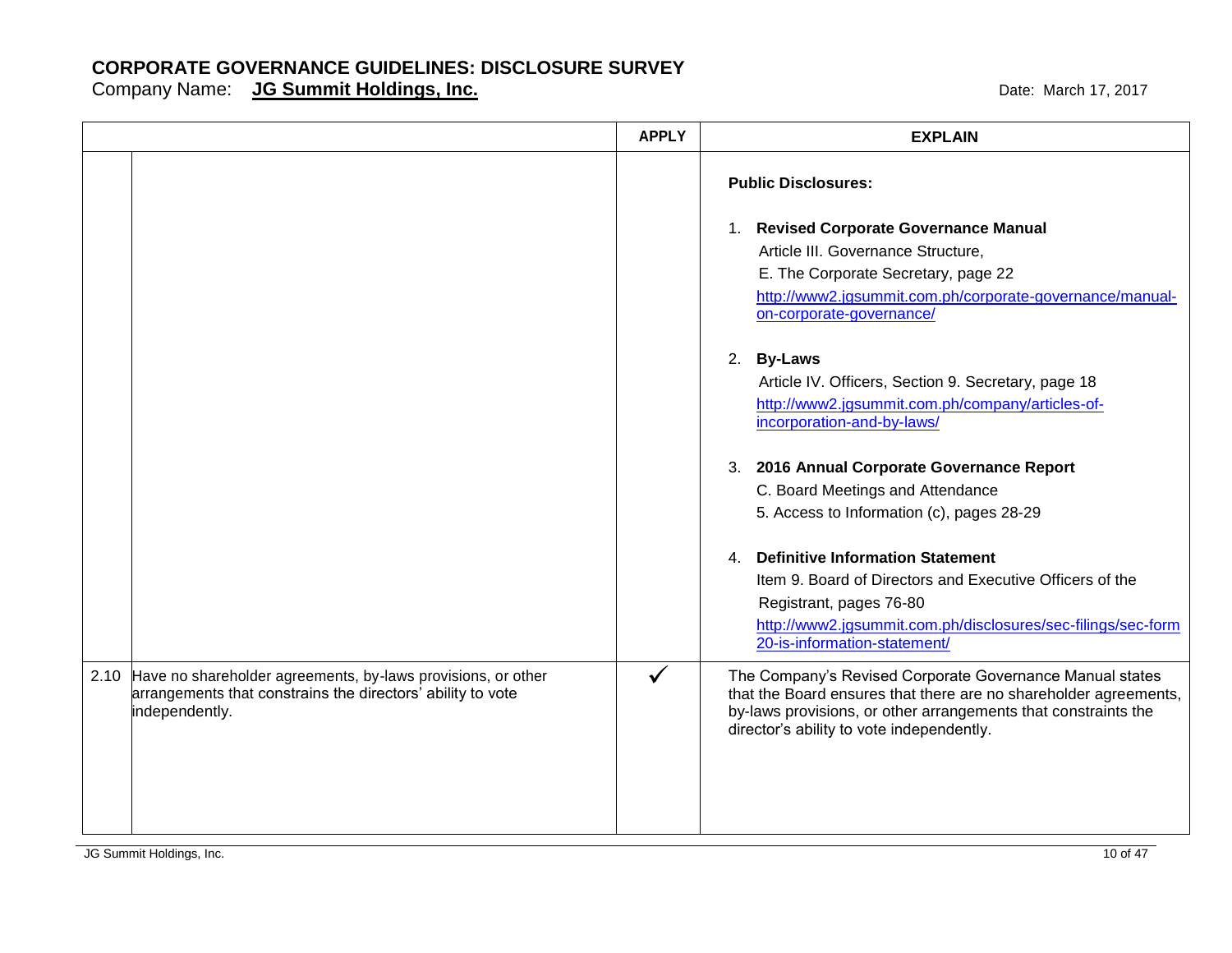# CORPORATE GOVERNANCE GUIDELINES: DISCLOSURE SURVEY

Company Name: **JG Summit Holdings, Inc.**

Date: March 17, 2017

| | | APPLY | EXPLAIN |
|---|---|---|---|
| | | | **Public Disclosures:**<br><br>1. **Revised Corporate Governance Manual**<br>Article III. Governance Structure,<br>E. The Corporate Secretary, page 22<br>http://www2.jgsummit.com.ph/corporate-governance/manual-on-corporate-governance/<br><br>2. **By-Laws**<br>Article IV. Officers, Section 9. Secretary, page 18<br>http://www2.jgsummit.com.ph/company/articles-of-incorporation-and-by-laws/<br><br>3. **2016 Annual Corporate Governance Report**<br>C. Board Meetings and Attendance<br>5. Access to Information (c), pages 28-29<br><br>4. **Definitive Information Statement**<br>Item 9. Board of Directors and Executive Officers of the Registrant, pages 76-80<br>http://www2.jgsummit.com.ph/disclosures/sec-filings/sec-form20-is-information-statement/ |
| 2.10 | Have no shareholder agreements, by-laws provisions, or other arrangements that constrains the directors' ability to vote independently. | ✓ | The Company's Revised Corporate Governance Manual states that the Board ensures that there are no shareholder agreements, by-laws provisions, or other arrangements that constraints the director's ability to vote independently. |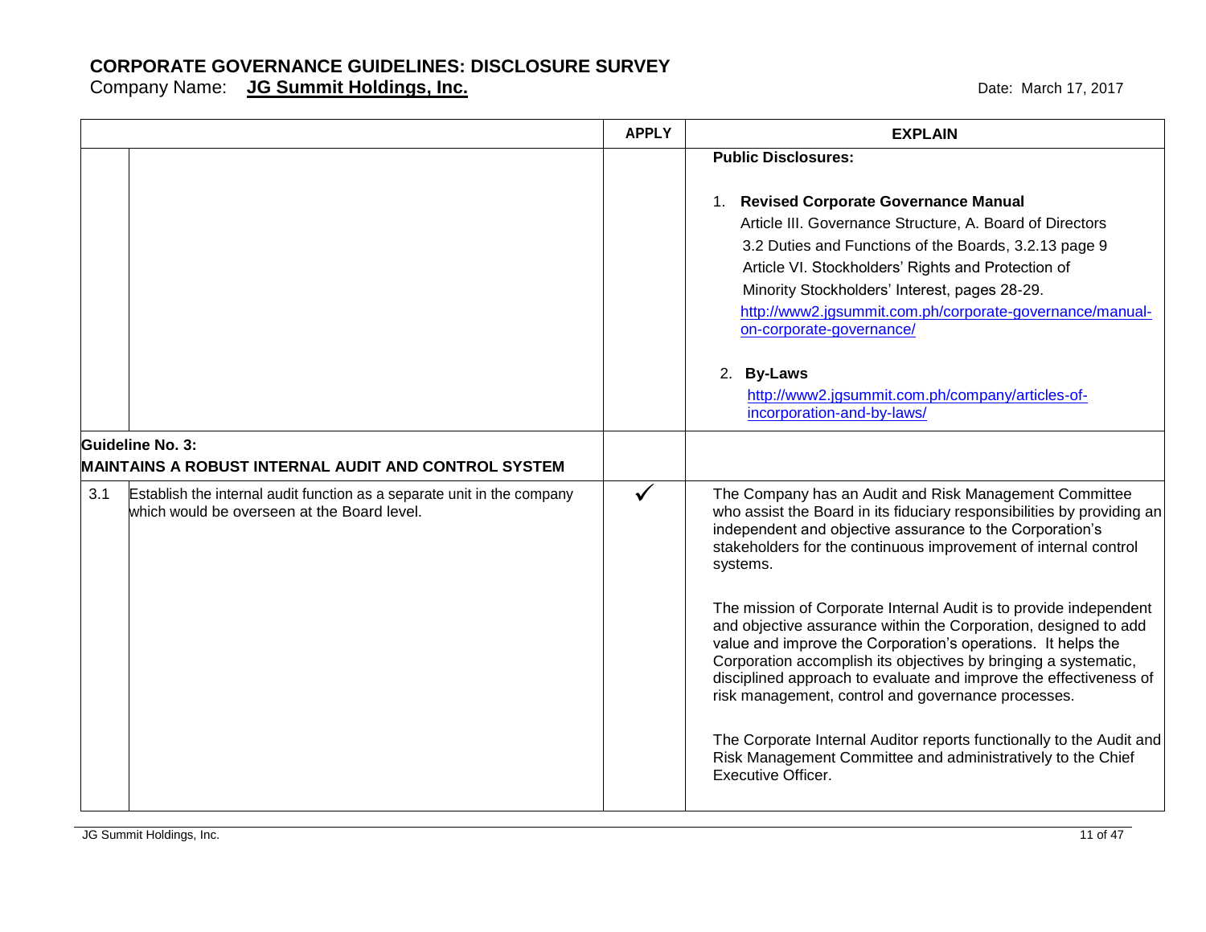# CORPORATE GOVERNANCE GUIDELINES: DISCLOSURE SURVEY

Company Name: **JG Summit Holdings, Inc.** Date: March 17, 2017

| | | APPLY | EXPLAIN |
|---|---|---|---|
| | | | **Public Disclosures:**<br><br>1. **Revised Corporate Governance Manual**<br>Article III. Governance Structure, A. Board of Directors<br>3.2 Duties and Functions of the Boards, 3.2.13 page 9<br>Article VI. Stockholders' Rights and Protection of Minority Stockholders' Interest, pages 28-29.<br>http://www2.jgsummit.com.ph/corporate-governance/manual-on-corporate-governance/<br><br>2. **By-Laws**<br>http://www2.jgsummit.com.ph/company/articles-of-incorporation-and-by-laws/ |
| **Guideline No. 3: MAINTAINS A ROBUST INTERNAL AUDIT AND CONTROL SYSTEM** | | | |
| 3.1 | Establish the internal audit function as a separate unit in the company which would be overseen at the Board level. | ✓ | The Company has an Audit and Risk Management Committee who assist the Board in its fiduciary responsibilities by providing an independent and objective assurance to the Corporation's stakeholders for the continuous improvement of internal control systems.<br><br>The mission of Corporate Internal Audit is to provide independent and objective assurance within the Corporation, designed to add value and improve the Corporation's operations. It helps the Corporation accomplish its objectives by bringing a systematic, disciplined approach to evaluate and improve the effectiveness of risk management, control and governance processes.<br><br>The Corporate Internal Auditor reports functionally to the Audit and Risk Management Committee and administratively to the Chief Executive Officer. |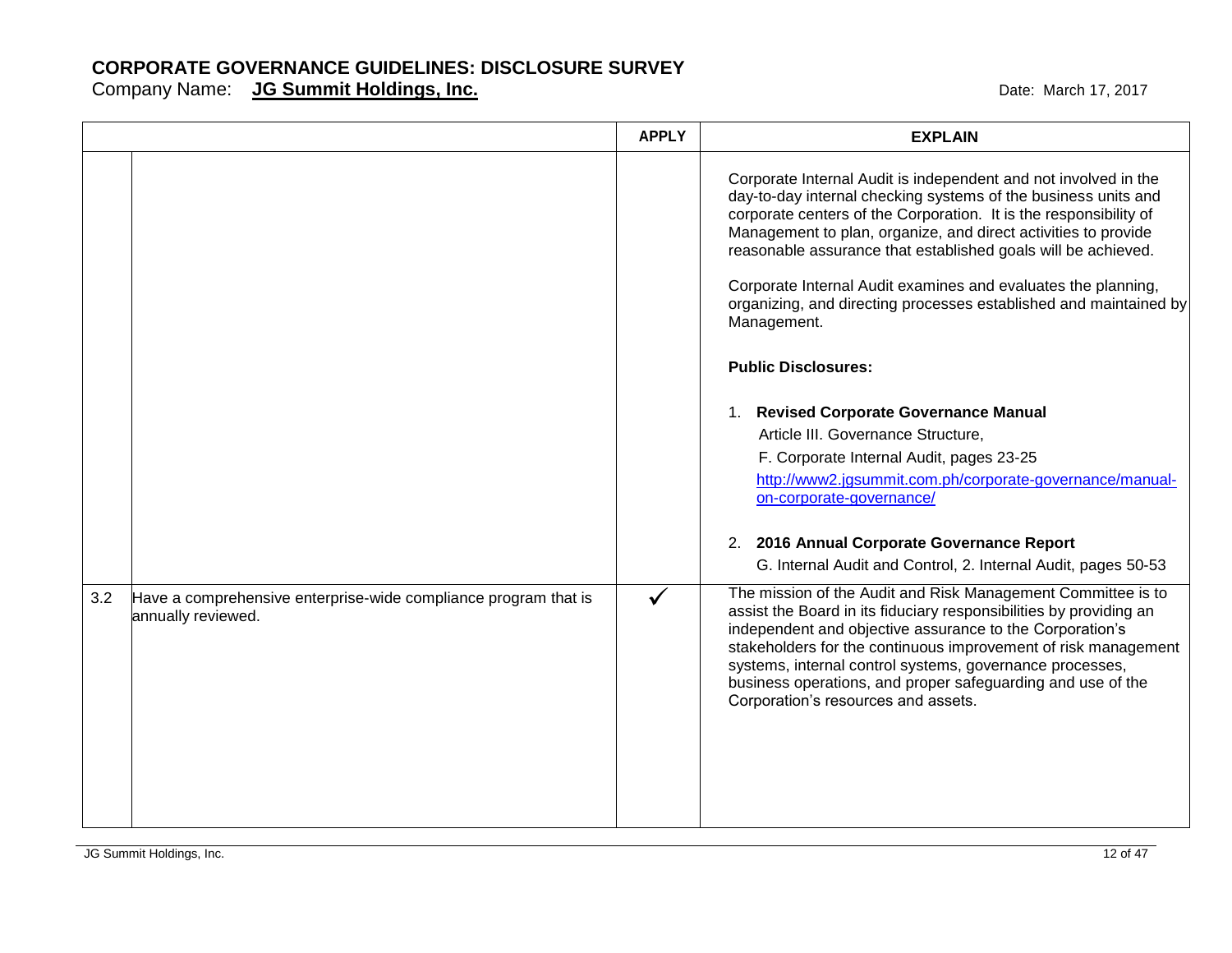# CORPORATE GOVERNANCE GUIDELINES: DISCLOSURE SURVEY

Company Name: **JG Summit Holdings, Inc.** Date: March 17, 2017

| | | APPLY | EXPLAIN |
|---|---|---|---|
| | | | Corporate Internal Audit is independent and not involved in the day-to-day internal checking systems of the business units and corporate centers of the Corporation. It is the responsibility of Management to plan, organize, and direct activities to provide reasonable assurance that established goals will be achieved.<br><br>Corporate Internal Audit examines and evaluates the planning, organizing, and directing processes established and maintained by Management.<br><br>**Public Disclosures:**<br><br>1. **Revised Corporate Governance Manual**<br>Article III. Governance Structure,<br>F. Corporate Internal Audit, pages 23-25<br>http://www2.jgsummit.com.ph/corporate-governance/manual-on-corporate-governance/<br><br>2. **2016 Annual Corporate Governance Report**<br>G. Internal Audit and Control, 2. Internal Audit, pages 50-53 |
| 3.2 | Have a comprehensive enterprise-wide compliance program that is annually reviewed. | ✓ | The mission of the Audit and Risk Management Committee is to assist the Board in its fiduciary responsibilities by providing an independent and objective assurance to the Corporation's stakeholders for the continuous improvement of risk management systems, internal control systems, governance processes, business operations, and proper safeguarding and use of the Corporation's resources and assets. |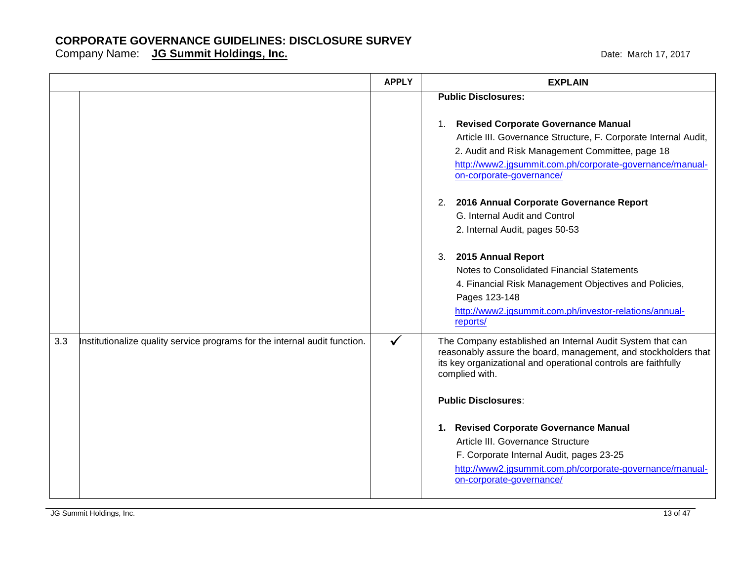# CORPORATE GOVERNANCE GUIDELINES: DISCLOSURE SURVEY

Company Name: **JG Summit Holdings, Inc.** Date: March 17, 2017

| | | APPLY | EXPLAIN |
|---|---|---|---|
| | | | **Public Disclosures:**<br><br>1. **Revised Corporate Governance Manual**<br>Article III. Governance Structure, F. Corporate Internal Audit, 2. Audit and Risk Management Committee, page 18<br>http://www2.jgsummit.com.ph/corporate-governance/manual-on-corporate-governance/<br><br>2. **2016 Annual Corporate Governance Report**<br>G. Internal Audit and Control<br>2. Internal Audit, pages 50-53<br><br>3. **2015 Annual Report**<br>Notes to Consolidated Financial Statements<br>4. Financial Risk Management Objectives and Policies, Pages 123-148<br>http://www2.jgsummit.com.ph/investor-relations/annual-reports/ |
| 3.3 | Institutionalize quality service programs for the internal audit function. | ✓ | The Company established an Internal Audit System that can reasonably assure the board, management, and stockholders that its key organizational and operational controls are faithfully complied with.<br><br>**Public Disclosures**:<br><br>1. **Revised Corporate Governance Manual**<br>Article III. Governance Structure<br>F. Corporate Internal Audit, pages 23-25<br>http://www2.jgsummit.com.ph/corporate-governance/manual-on-corporate-governance/ |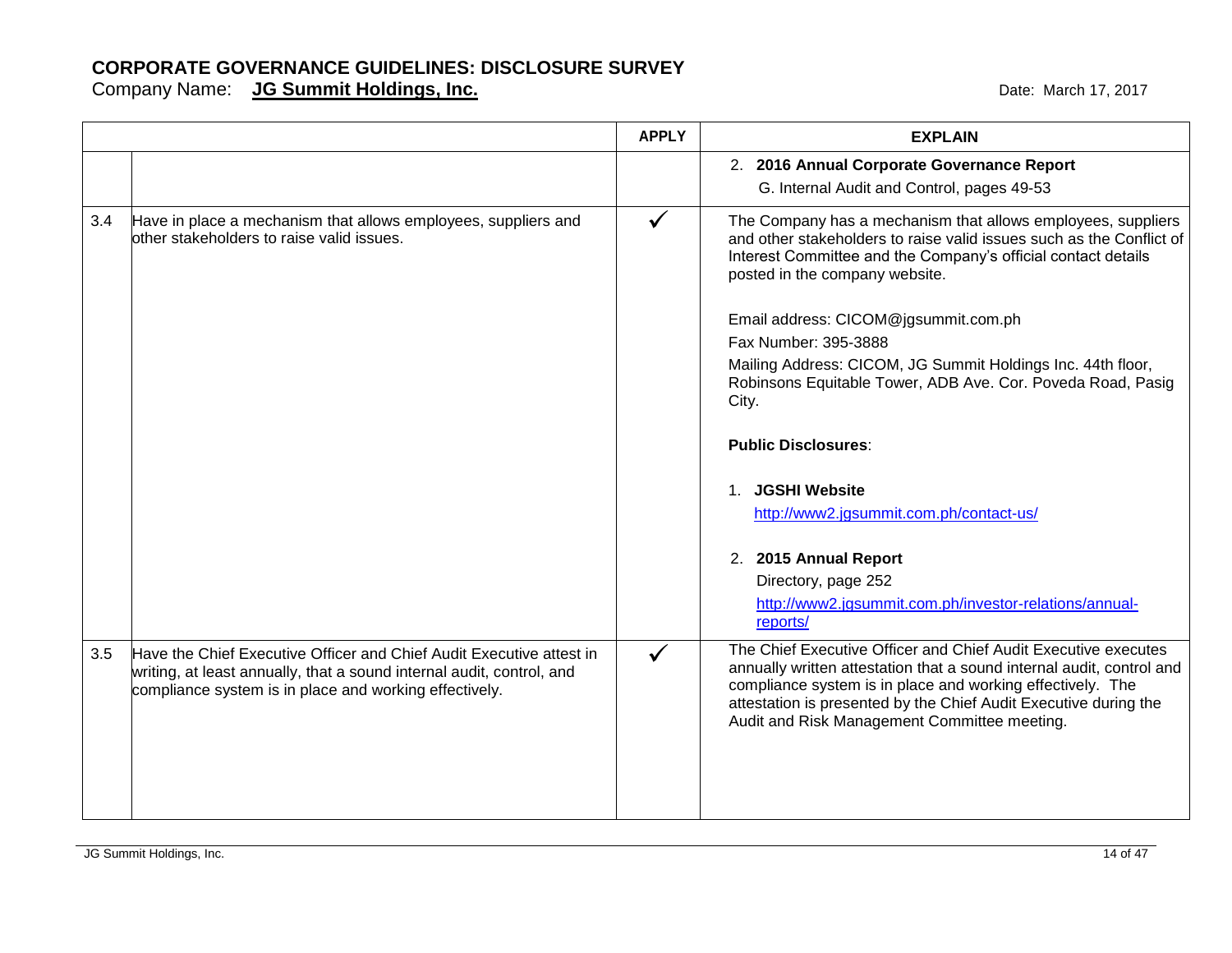# CORPORATE GOVERNANCE GUIDELINES: DISCLOSURE SURVEY

Company Name: **JG Summit Holdings, Inc.**

Date: March 17, 2017

| | | APPLY | EXPLAIN |
|---|---|---|---|
| | | | 2. **2016 Annual Corporate Governance Report**<br>G. Internal Audit and Control, pages 49-53 |
| 3.4 | Have in place a mechanism that allows employees, suppliers and other stakeholders to raise valid issues. | ✓ | The Company has a mechanism that allows employees, suppliers and other stakeholders to raise valid issues such as the Conflict of Interest Committee and the Company's official contact details posted in the company website.<br><br>Email address: CICOM@jgsummit.com.ph<br>Fax Number: 395-3888<br>Mailing Address: CICOM, JG Summit Holdings Inc. 44th floor, Robinsons Equitable Tower, ADB Ave. Cor. Poveda Road, Pasig City.<br><br>**Public Disclosures**:<br><br>1. **JGSHI Website**<br>http://www2.jgsummit.com.ph/contact-us/<br><br>2. **2015 Annual Report**<br>Directory, page 252<br>http://www2.jgsummit.com.ph/investor-relations/annual-reports/ |
| 3.5 | Have the Chief Executive Officer and Chief Audit Executive attest in writing, at least annually, that a sound internal audit, control, and compliance system is in place and working effectively. | ✓ | The Chief Executive Officer and Chief Audit Executive executes annually written attestation that a sound internal audit, control and compliance system is in place and working effectively. The attestation is presented by the Chief Audit Executive during the Audit and Risk Management Committee meeting. |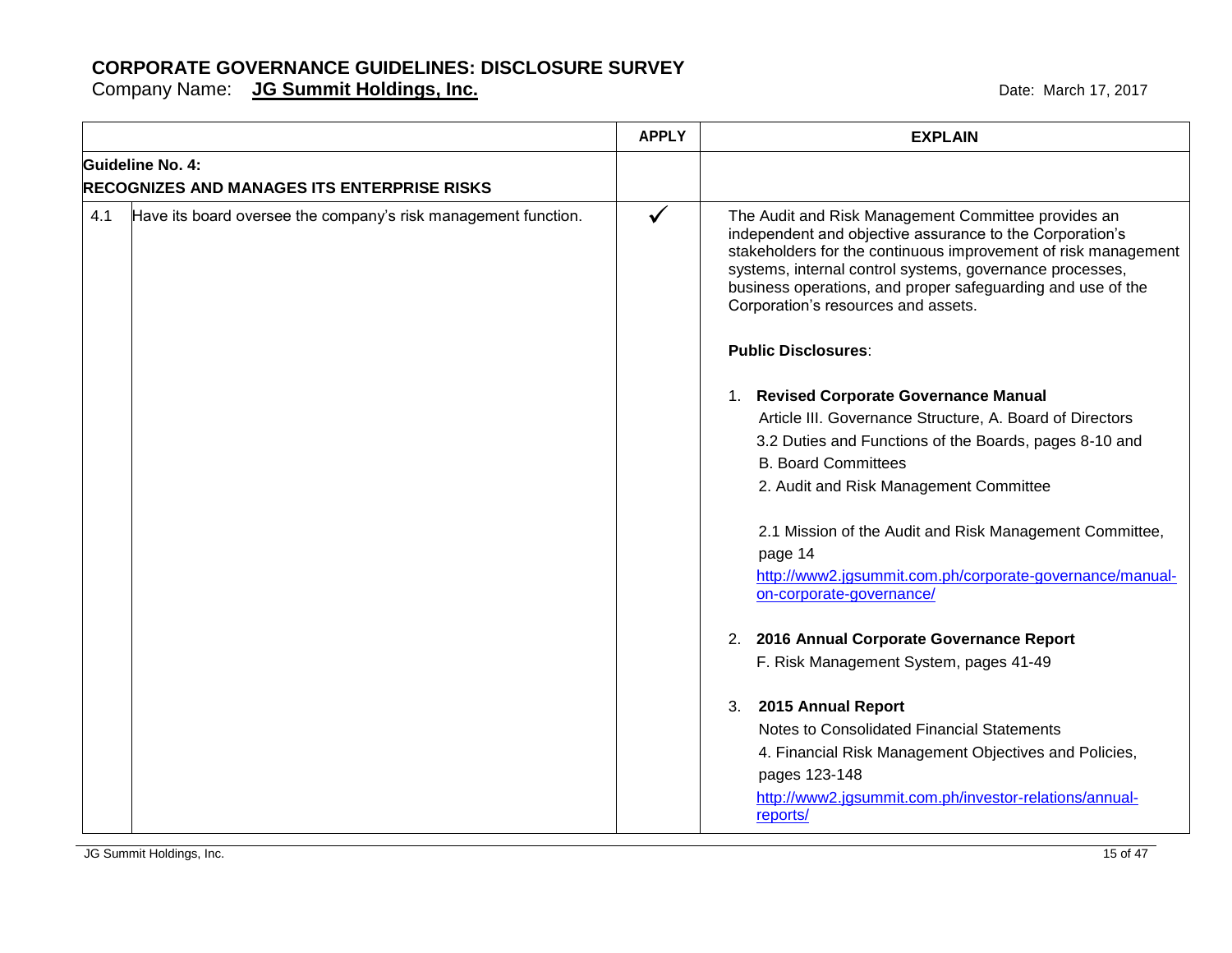# CORPORATE GOVERNANCE GUIDELINES: DISCLOSURE SURVEY

Company Name: **JG Summit Holdings, Inc.** Date: March 17, 2017

| | | APPLY | EXPLAIN |
|---|---|---|---|
| **Guideline No. 4:<br>RECOGNIZES AND MANAGES ITS ENTERPRISE RISKS** | | | |
| 4.1 | Have its board oversee the company's risk management function. | ✓ | The Audit and Risk Management Committee provides an independent and objective assurance to the Corporation's stakeholders for the continuous improvement of risk management systems, internal control systems, governance processes, business operations, and proper safeguarding and use of the Corporation's resources and assets.<br><br>**Public Disclosures**:<br><br>1. **Revised Corporate Governance Manual**<br>Article III. Governance Structure, A. Board of Directors<br>3.2 Duties and Functions of the Boards, pages 8-10 and<br>B. Board Committees<br>2. Audit and Risk Management Committee<br><br>2.1 Mission of the Audit and Risk Management Committee, page 14<br>http://www2.jgsummit.com.ph/corporate-governance/manual-on-corporate-governance/<br><br>2. **2016 Annual Corporate Governance Report**<br>F. Risk Management System, pages 41-49<br><br>3. **2015 Annual Report**<br>Notes to Consolidated Financial Statements<br>4. Financial Risk Management Objectives and Policies, pages 123-148<br>http://www2.jgsummit.com.ph/investor-relations/annual-reports/ |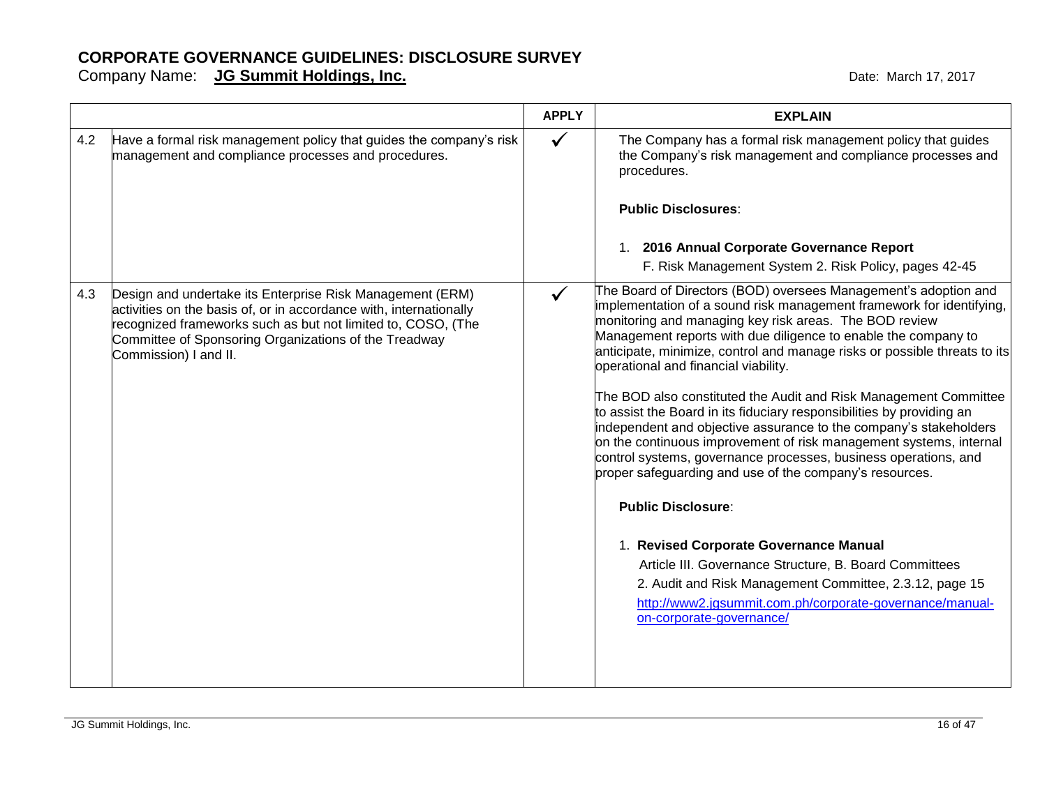# CORPORATE GOVERNANCE GUIDELINES: DISCLOSURE SURVEY

Company Name: **JG Summit Holdings, Inc.** Date: March 17, 2017

| | | APPLY | EXPLAIN |
|---|---|---|---|
| 4.2 | Have a formal risk management policy that guides the company's risk management and compliance processes and procedures. | ✓ | The Company has a formal risk management policy that guides the Company's risk management and compliance processes and procedures.<br><br>**Public Disclosures**:<br><br>1. **2016 Annual Corporate Governance Report**<br>F. Risk Management System 2. Risk Policy, pages 42-45 |
| 4.3 | Design and undertake its Enterprise Risk Management (ERM) activities on the basis of, or in accordance with, internationally recognized frameworks such as but not limited to, COSO, (The Committee of Sponsoring Organizations of the Treadway Commission) I and II. | ✓ | The Board of Directors (BOD) oversees Management's adoption and implementation of a sound risk management framework for identifying, monitoring and managing key risk areas. The BOD review Management reports with due diligence to enable the company to anticipate, minimize, control and manage risks or possible threats to its operational and financial viability.<br><br>The BOD also constituted the Audit and Risk Management Committee to assist the Board in its fiduciary responsibilities by providing an independent and objective assurance to the company's stakeholders on the continuous improvement of risk management systems, internal control systems, governance processes, business operations, and proper safeguarding and use of the company's resources.<br><br>**Public Disclosure**:<br><br>1. **Revised Corporate Governance Manual**<br>Article III. Governance Structure, B. Board Committees<br>2. Audit and Risk Management Committee, 2.3.12, page 15<br>http://www2.jgsummit.com.ph/corporate-governance/manual-on-corporate-governance/ |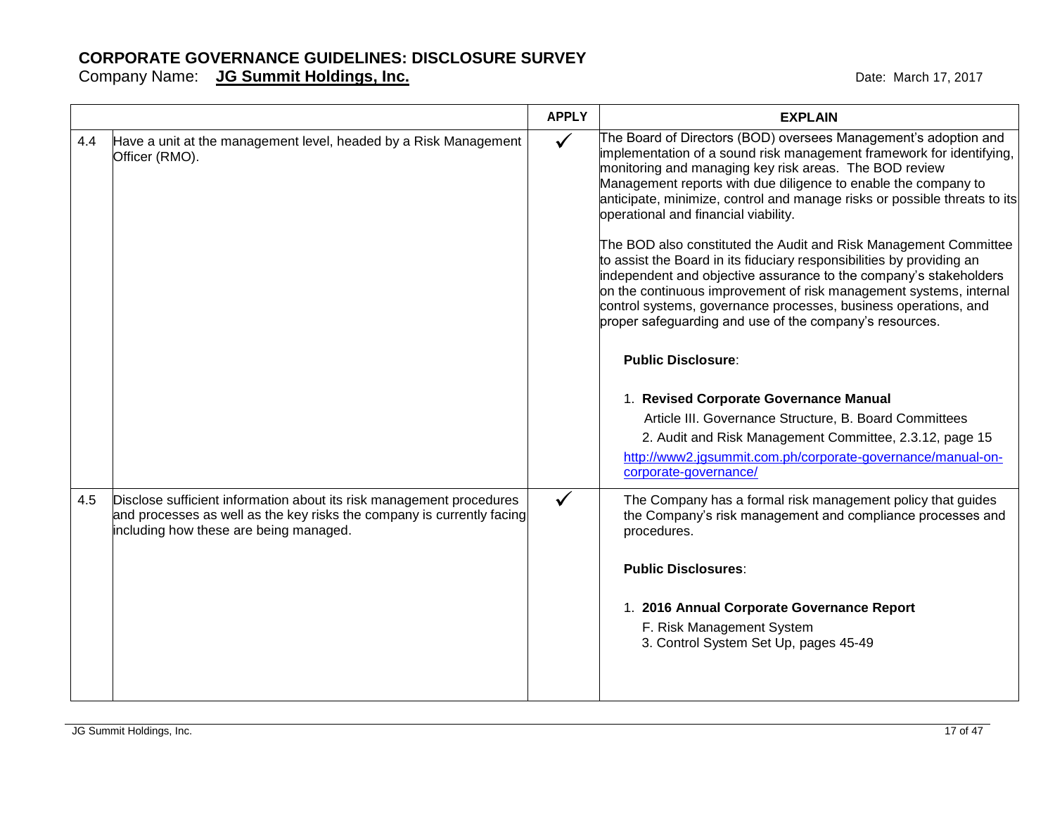# CORPORATE GOVERNANCE GUIDELINES: DISCLOSURE SURVEY

Company Name: **JG Summit Holdings, Inc.**

Date: March 17, 2017

| | | APPLY | EXPLAIN |
|---|---|---|---|
| 4.4 | Have a unit at the management level, headed by a Risk Management Officer (RMO). | ✓ | The Board of Directors (BOD) oversees Management's adoption and implementation of a sound risk management framework for identifying, monitoring and managing key risk areas. The BOD review Management reports with due diligence to enable the company to anticipate, minimize, control and manage risks or possible threats to its operational and financial viability.<br><br>The BOD also constituted the Audit and Risk Management Committee to assist the Board in its fiduciary responsibilities by providing an independent and objective assurance to the company's stakeholders on the continuous improvement of risk management systems, internal control systems, governance processes, business operations, and proper safeguarding and use of the company's resources.<br><br>**Public Disclosure**:<br><br>1. **Revised Corporate Governance Manual**<br>Article III. Governance Structure, B. Board Committees<br>2. Audit and Risk Management Committee, 2.3.12, page 15<br>http://www2.jgsummit.com.ph/corporate-governance/manual-on-corporate-governance/ |
| 4.5 | Disclose sufficient information about its risk management procedures and processes as well as the key risks the company is currently facing including how these are being managed. | ✓ | The Company has a formal risk management policy that guides the Company's risk management and compliance processes and procedures.<br><br>**Public Disclosures**:<br><br>1. **2016 Annual Corporate Governance Report**<br>F. Risk Management System<br>3. Control System Set Up, pages 45-49 |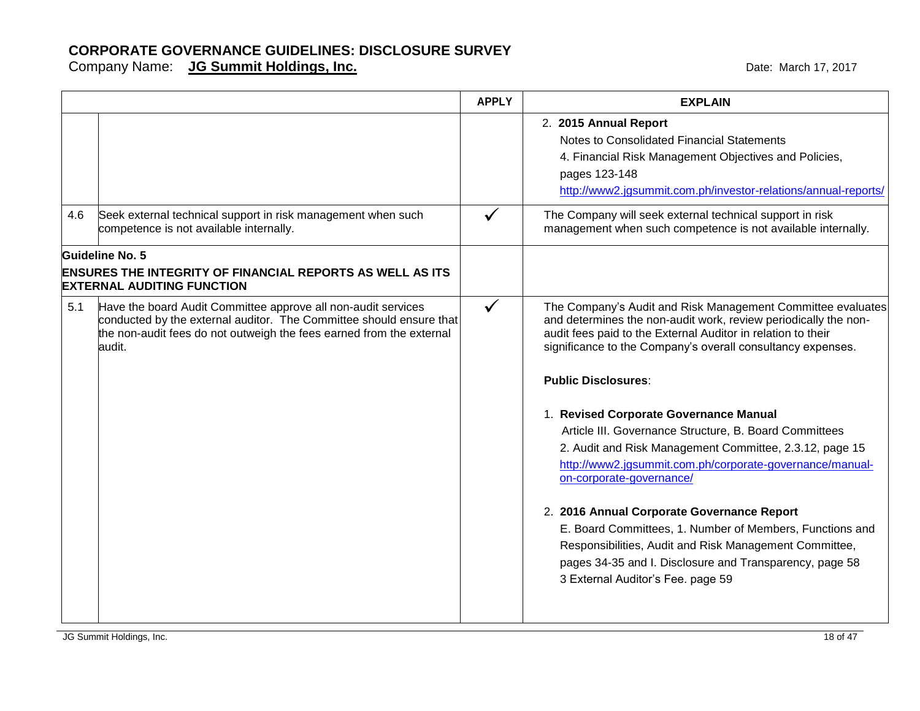# CORPORATE GOVERNANCE GUIDELINES: DISCLOSURE SURVEY

Company Name: **JG Summit Holdings, Inc.** Date: March 17, 2017

| | | APPLY | EXPLAIN |
|---|---|---|---|
| | | | 2. **2015 Annual Report**<br>Notes to Consolidated Financial Statements<br>4. Financial Risk Management Objectives and Policies, pages 123-148<br>http://www2.jgsummit.com.ph/investor-relations/annual-reports/ |
| 4.6 | Seek external technical support in risk management when such competence is not available internally. | ✓ | The Company will seek external technical support in risk management when such competence is not available internally. |
| **Guideline No. 5**<br>**ENSURES THE INTEGRITY OF FINANCIAL REPORTS AS WELL AS ITS EXTERNAL AUDITING FUNCTION** | | | |
| 5.1 | Have the board Audit Committee approve all non-audit services conducted by the external auditor. The Committee should ensure that the non-audit fees do not outweigh the fees earned from the external audit. | ✓ | The Company's Audit and Risk Management Committee evaluates and determines the non-audit work, review periodically the non-audit fees paid to the External Auditor in relation to their significance to the Company's overall consultancy expenses.<br><br>**Public Disclosures**:<br><br>1. **Revised Corporate Governance Manual**<br>Article III. Governance Structure, B. Board Committees<br>2. Audit and Risk Management Committee, 2.3.12, page 15<br>http://www2.jgsummit.com.ph/corporate-governance/manual-on-corporate-governance/<br><br>2. **2016 Annual Corporate Governance Report**<br>E. Board Committees, 1. Number of Members, Functions and Responsibilities, Audit and Risk Management Committee, pages 34-35 and I. Disclosure and Transparency, page 58<br>3 External Auditor's Fee. page 59 |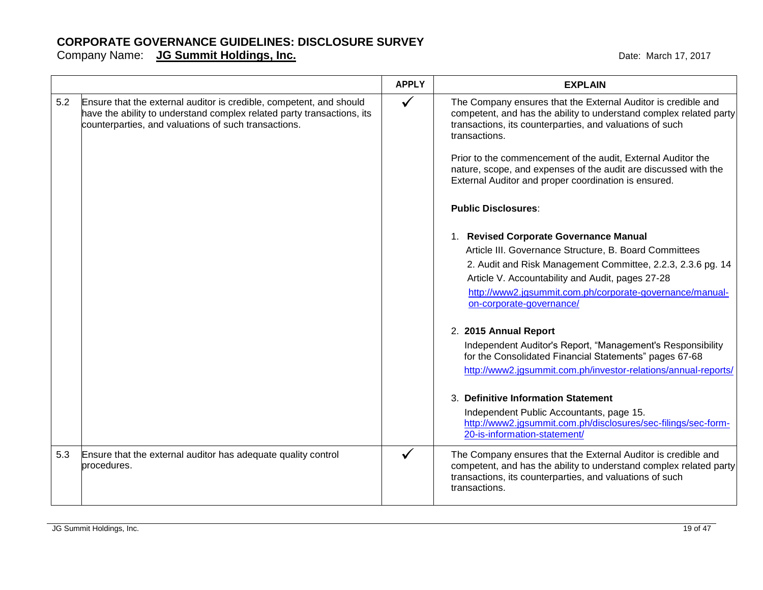# CORPORATE GOVERNANCE GUIDELINES: DISCLOSURE SURVEY

Company Name: **JG Summit Holdings, Inc.**

Date: March 17, 2017

| | | APPLY | EXPLAIN |
|---|---|---|---|
| 5.2 | Ensure that the external auditor is credible, competent, and should have the ability to understand complex related party transactions, its counterparties, and valuations of such transactions. | ✓ | The Company ensures that the External Auditor is credible and competent, and has the ability to understand complex related party transactions, its counterparties, and valuations of such transactions.<br><br>Prior to the commencement of the audit, External Auditor the nature, scope, and expenses of the audit are discussed with the External Auditor and proper coordination is ensured.<br><br>**Public Disclosures**:<br><br>1. **Revised Corporate Governance Manual**<br>Article III. Governance Structure, B. Board Committees<br>2. Audit and Risk Management Committee, 2.2.3, 2.3.6 pg. 14<br>Article V. Accountability and Audit, pages 27-28<br>http://www2.jgsummit.com.ph/corporate-governance/manual-on-corporate-governance/<br><br>2. **2015 Annual Report**<br>Independent Auditor's Report, "Management's Responsibility for the Consolidated Financial Statements" pages 67-68<br>http://www2.jgsummit.com.ph/investor-relations/annual-reports/<br><br>3. **Definitive Information Statement**<br>Independent Public Accountants, page 15.<br>http://www2.jgsummit.com.ph/disclosures/sec-filings/sec-form-20-is-information-statement/ |
| 5.3 | Ensure that the external auditor has adequate quality control procedures. | ✓ | The Company ensures that the External Auditor is credible and competent, and has the ability to understand complex related party transactions, its counterparties, and valuations of such transactions. |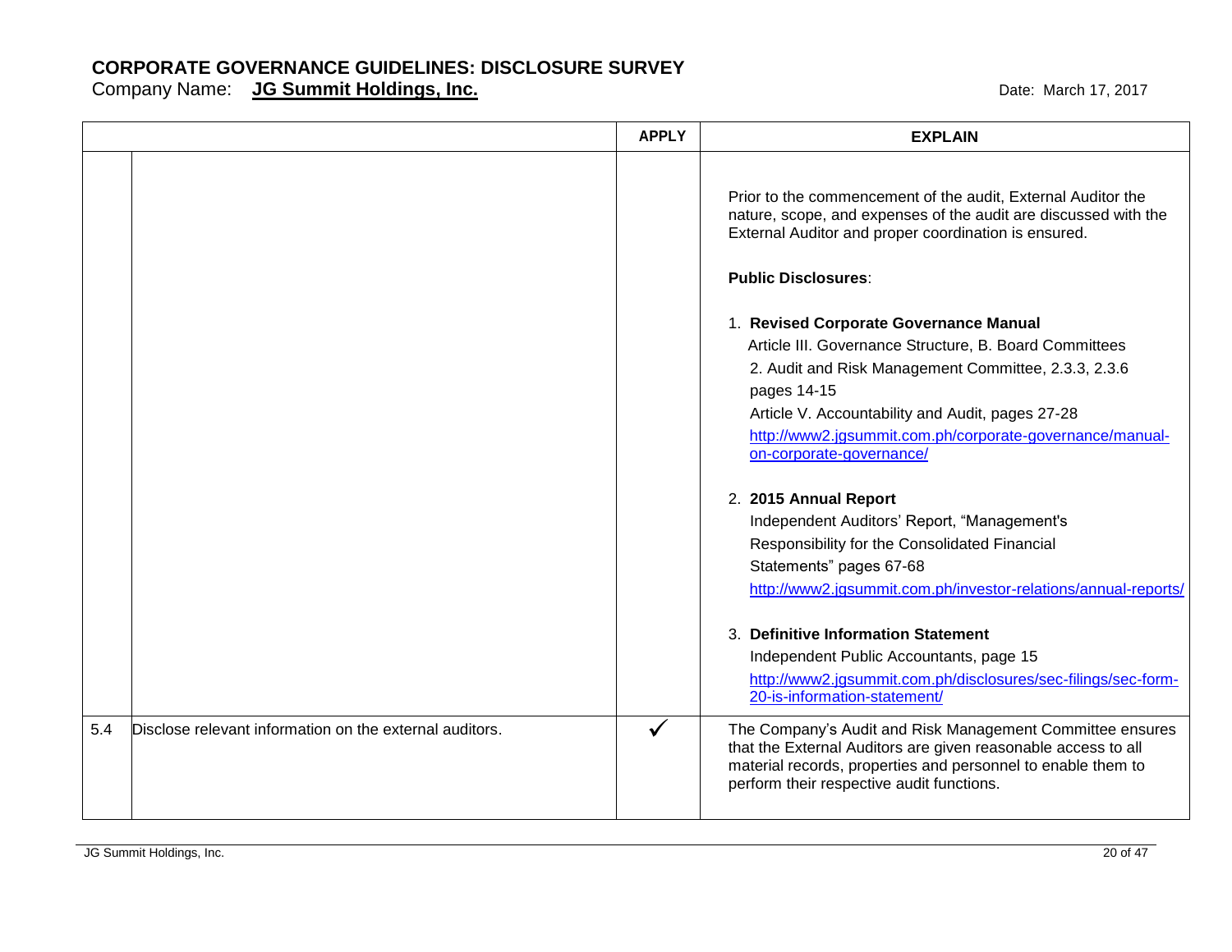# CORPORATE GOVERNANCE GUIDELINES: DISCLOSURE SURVEY

Company Name: **JG Summit Holdings, Inc.**

Date: March 17, 2017

| | | APPLY | EXPLAIN |
|---|---|---|---|
| | | | Prior to the commencement of the audit, External Auditor the nature, scope, and expenses of the audit are discussed with the External Auditor and proper coordination is ensured.<br><br>**Public Disclosures**:<br><br>1. **Revised Corporate Governance Manual**<br>Article III. Governance Structure, B. Board Committees<br>2. Audit and Risk Management Committee, 2.3.3, 2.3.6<br>pages 14-15<br>Article V. Accountability and Audit, pages 27-28<br>http://www2.jgsummit.com.ph/corporate-governance/manual-on-corporate-governance/<br><br>2. **2015 Annual Report**<br>Independent Auditors' Report, "Management's Responsibility for the Consolidated Financial Statements" pages 67-68<br>http://www2.jgsummit.com.ph/investor-relations/annual-reports/<br><br>3. **Definitive Information Statement**<br>Independent Public Accountants, page 15<br>http://www2.jgsummit.com.ph/disclosures/sec-filings/sec-form-20-is-information-statement/ |
| 5.4 | Disclose relevant information on the external auditors. | ✓ | The Company's Audit and Risk Management Committee ensures that the External Auditors are given reasonable access to all material records, properties and personnel to enable them to perform their respective audit functions. |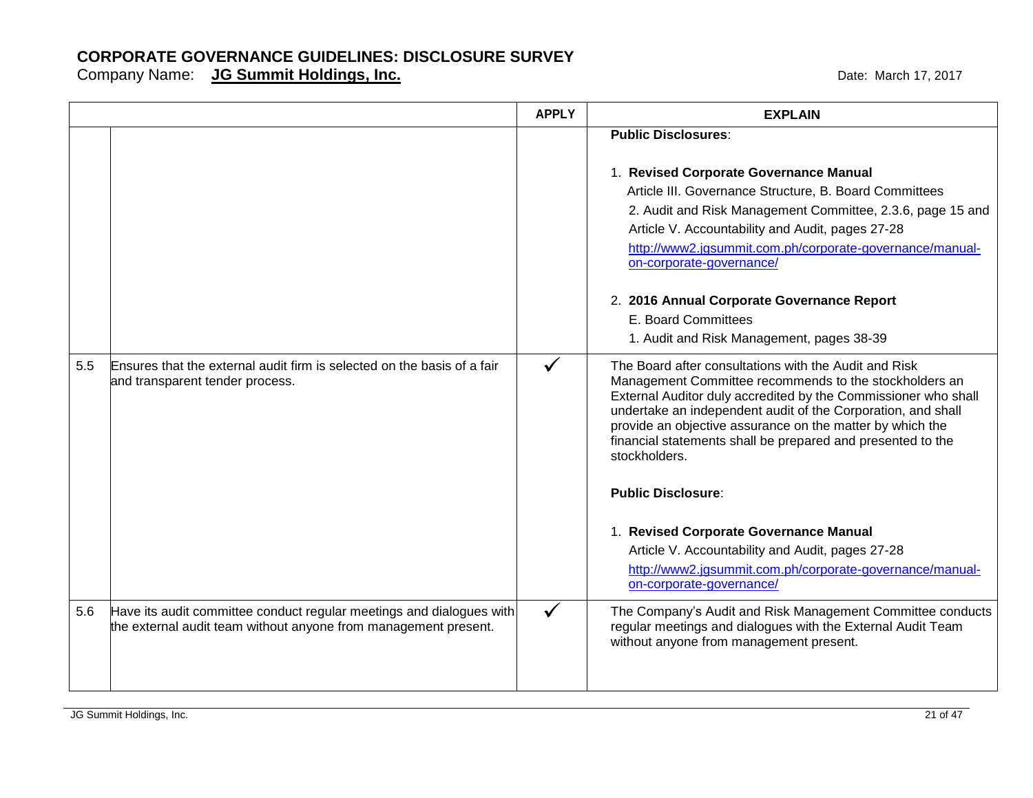# CORPORATE GOVERNANCE GUIDELINES: DISCLOSURE SURVEY

Company Name: **JG Summit Holdings, Inc.**

Date: March 17, 2017

| | | APPLY | EXPLAIN |
|---|---|---|---|
| | | | **Public Disclosures**:<br><br>1. **Revised Corporate Governance Manual**<br>Article III. Governance Structure, B. Board Committees<br>2. Audit and Risk Management Committee, 2.3.6, page 15 and Article V. Accountability and Audit, pages 27-28<br>http://www2.jgsummit.com.ph/corporate-governance/manual-on-corporate-governance/<br><br>2. **2016 Annual Corporate Governance Report**<br>E. Board Committees<br>1. Audit and Risk Management, pages 38-39 |
| 5.5 | Ensures that the external audit firm is selected on the basis of a fair and transparent tender process. | ✓ | The Board after consultations with the Audit and Risk Management Committee recommends to the stockholders an External Auditor duly accredited by the Commissioner who shall undertake an independent audit of the Corporation, and shall provide an objective assurance on the matter by which the financial statements shall be prepared and presented to the stockholders.<br><br>**Public Disclosure**:<br><br>1. **Revised Corporate Governance Manual**<br>Article V. Accountability and Audit, pages 27-28<br>http://www2.jgsummit.com.ph/corporate-governance/manual-on-corporate-governance/ |
| 5.6 | Have its audit committee conduct regular meetings and dialogues with the external audit team without anyone from management present. | ✓ | The Company's Audit and Risk Management Committee conducts regular meetings and dialogues with the External Audit Team without anyone from management present. |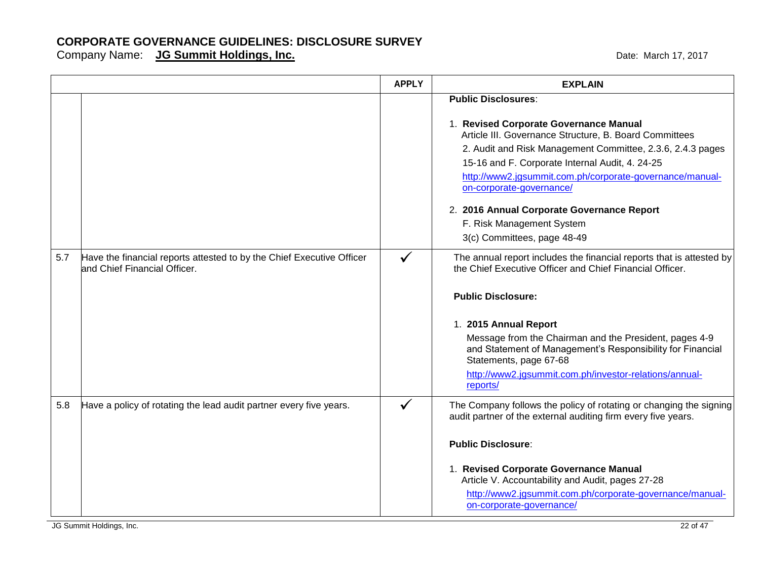# CORPORATE GOVERNANCE GUIDELINES: DISCLOSURE SURVEY

Company Name: **JG Summit Holdings, Inc.**

Date: March 17, 2017

| | | APPLY | EXPLAIN |
|---|---|---|---|
| | | | **Public Disclosures**:<br><br>1. **Revised Corporate Governance Manual**<br>Article III. Governance Structure, B. Board Committees<br>2. Audit and Risk Management Committee, 2.3.6, 2.4.3 pages 15-16 and F. Corporate Internal Audit, 4. 24-25<br>http://www2.jgsummit.com.ph/corporate-governance/manual-on-corporate-governance/<br><br>2. **2016 Annual Corporate Governance Report**<br>F. Risk Management System<br>3(c) Committees, page 48-49 |
| 5.7 | Have the financial reports attested to by the Chief Executive Officer and Chief Financial Officer. | ✓ | The annual report includes the financial reports that is attested by the Chief Executive Officer and Chief Financial Officer.<br><br>**Public Disclosure:**<br><br>1. **2015 Annual Report**<br>Message from the Chairman and the President, pages 4-9 and Statement of Management's Responsibility for Financial Statements, page 67-68<br>http://www2.jgsummit.com.ph/investor-relations/annual-reports/ |
| 5.8 | Have a policy of rotating the lead audit partner every five years. | ✓ | The Company follows the policy of rotating or changing the signing audit partner of the external auditing firm every five years.<br><br>**Public Disclosure**:<br><br>1. **Revised Corporate Governance Manual**<br>Article V. Accountability and Audit, pages 27-28<br>http://www2.jgsummit.com.ph/corporate-governance/manual-on-corporate-governance/ |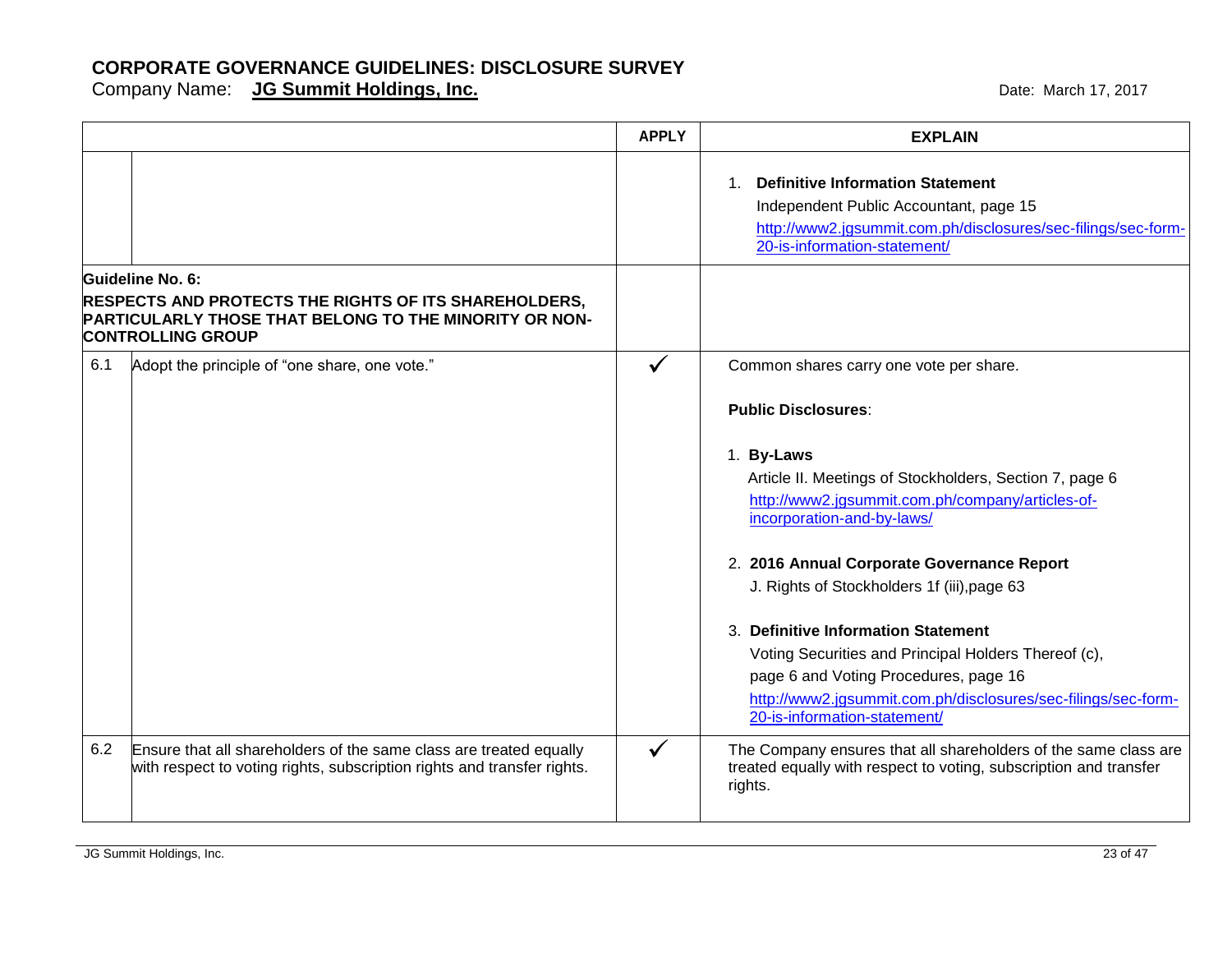# CORPORATE GOVERNANCE GUIDELINES: DISCLOSURE SURVEY

Company Name: **JG Summit Holdings, Inc.**

Date: March 17, 2017

| | | APPLY | EXPLAIN |
|---|---|---|---|
| | | | 1. **Definitive Information Statement**<br>Independent Public Accountant, page 15<br>http://www2.jgsummit.com.ph/disclosures/sec-filings/sec-form-20-is-information-statement/ |
| **Guideline No. 6:**<br>**RESPECTS AND PROTECTS THE RIGHTS OF ITS SHAREHOLDERS, PARTICULARLY THOSE THAT BELONG TO THE MINORITY OR NON-CONTROLLING GROUP** | | | |
| 6.1 | Adopt the principle of "one share, one vote." | ✓ | Common shares carry one vote per share.<br><br>**Public Disclosures**:<br><br>1. **By-Laws**<br>Article II. Meetings of Stockholders, Section 7, page 6<br>http://www2.jgsummit.com.ph/company/articles-of-incorporation-and-by-laws/<br><br>2. **2016 Annual Corporate Governance Report**<br>J. Rights of Stockholders 1f (iii),page 63<br><br>3. **Definitive Information Statement**<br>Voting Securities and Principal Holders Thereof (c), page 6 and Voting Procedures, page 16<br>http://www2.jgsummit.com.ph/disclosures/sec-filings/sec-form-20-is-information-statement/ |
| 6.2 | Ensure that all shareholders of the same class are treated equally with respect to voting rights, subscription rights and transfer rights. | ✓ | The Company ensures that all shareholders of the same class are treated equally with respect to voting, subscription and transfer rights. |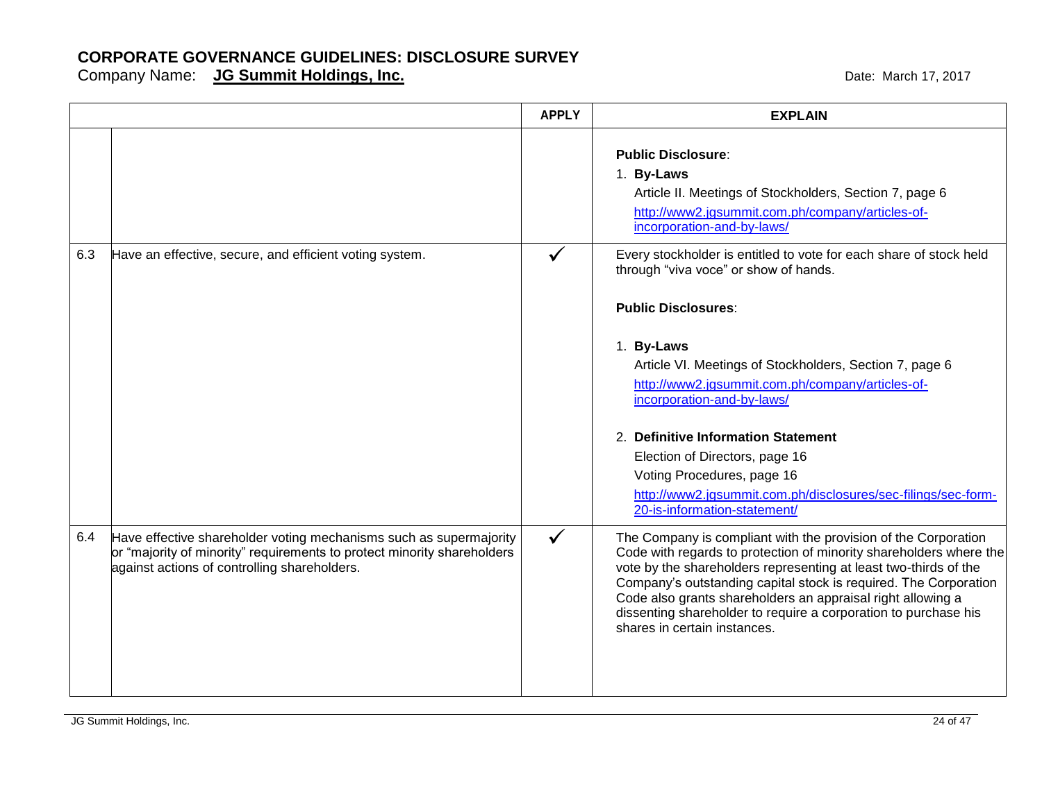# CORPORATE GOVERNANCE GUIDELINES: DISCLOSURE SURVEY

Company Name: **JG Summit Holdings, Inc.**

Date: March 17, 2017

| | | APPLY | EXPLAIN |
|---|---|---|---|
| | | | **Public Disclosure**:<br>1. **By-Laws**<br>Article II. Meetings of Stockholders, Section 7, page 6<br>http://www2.jgsummit.com.ph/company/articles-of-incorporation-and-by-laws/ |
| 6.3 | Have an effective, secure, and efficient voting system. | ✓ | Every stockholder is entitled to vote for each share of stock held through "viva voce" or show of hands.<br><br>**Public Disclosures**:<br><br>1. **By-Laws**<br>Article VI. Meetings of Stockholders, Section 7, page 6<br>http://www2.jgsummit.com.ph/company/articles-of-incorporation-and-by-laws/<br><br>2. **Definitive Information Statement**<br>Election of Directors, page 16<br>Voting Procedures, page 16<br>http://www2.jgsummit.com.ph/disclosures/sec-filings/sec-form-20-is-information-statement/ |
| 6.4 | Have effective shareholder voting mechanisms such as supermajority or "majority of minority" requirements to protect minority shareholders against actions of controlling shareholders. | ✓ | The Company is compliant with the provision of the Corporation Code with regards to protection of minority shareholders where the vote by the shareholders representing at least two-thirds of the Company's outstanding capital stock is required. The Corporation Code also grants shareholders an appraisal right allowing a dissenting shareholder to require a corporation to purchase his shares in certain instances. |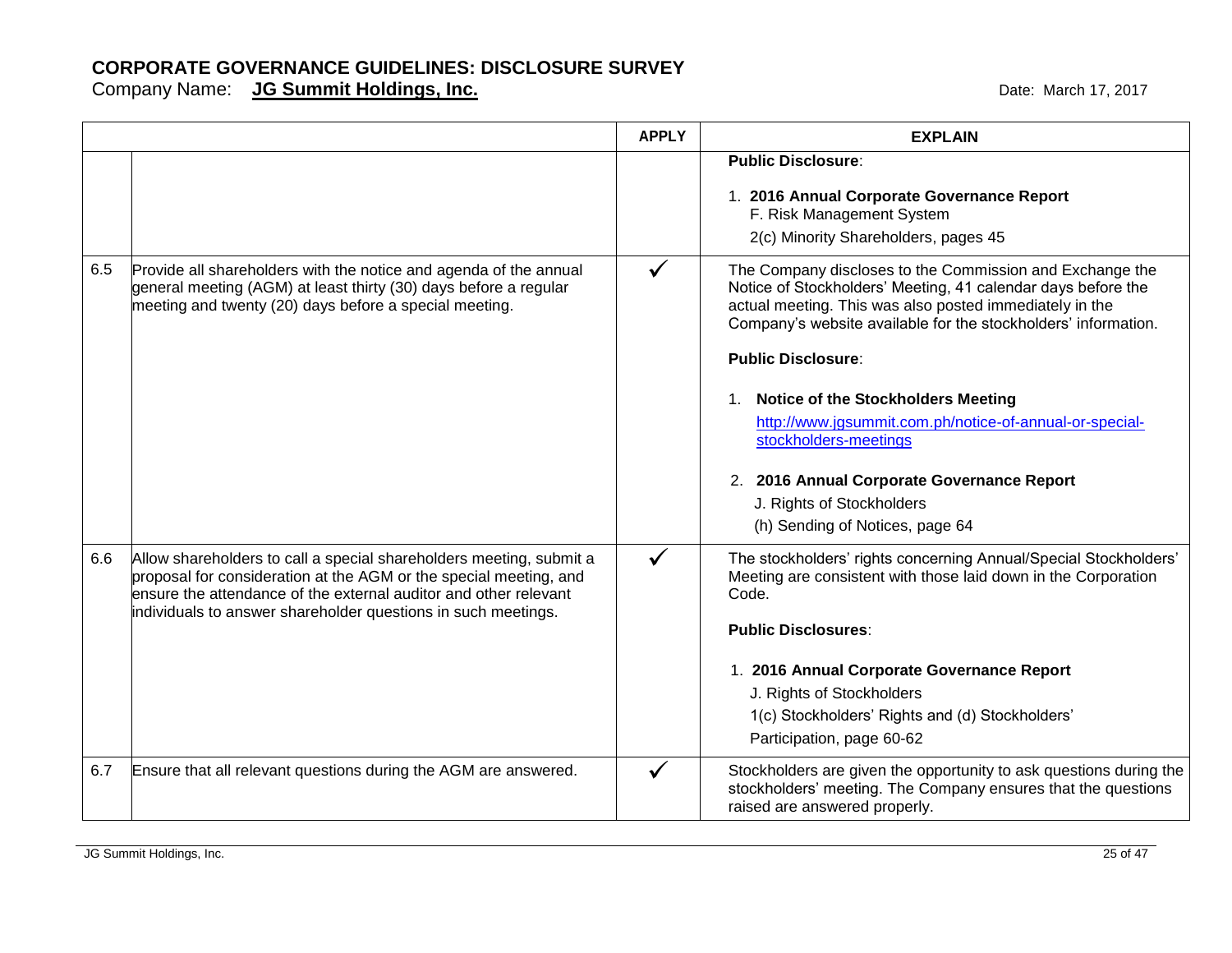# CORPORATE GOVERNANCE GUIDELINES: DISCLOSURE SURVEY

Company Name: **JG Summit Holdings, Inc.** Date: March 17, 2017

| | | APPLY | EXPLAIN |
|---|---|---|---|
| | | | **Public Disclosure**:<br><br>1. **2016 Annual Corporate Governance Report**<br>F. Risk Management System<br>2(c) Minority Shareholders, pages 45 |
| 6.5 | Provide all shareholders with the notice and agenda of the annual general meeting (AGM) at least thirty (30) days before a regular meeting and twenty (20) days before a special meeting. | ✓ | The Company discloses to the Commission and Exchange the Notice of Stockholders' Meeting, 41 calendar days before the actual meeting. This was also posted immediately in the Company's website available for the stockholders' information.<br><br>**Public Disclosure**:<br><br>1. **Notice of the Stockholders Meeting**<br>http://www.jgsummit.com.ph/notice-of-annual-or-special-stockholders-meetings<br><br>2. **2016 Annual Corporate Governance Report**<br>J. Rights of Stockholders<br>(h) Sending of Notices, page 64 |
| 6.6 | Allow shareholders to call a special shareholders meeting, submit a proposal for consideration at the AGM or the special meeting, and ensure the attendance of the external auditor and other relevant individuals to answer shareholder questions in such meetings. | ✓ | The stockholders' rights concerning Annual/Special Stockholders' Meeting are consistent with those laid down in the Corporation Code.<br><br>**Public Disclosures**:<br><br>1. **2016 Annual Corporate Governance Report**<br>J. Rights of Stockholders<br>1(c) Stockholders' Rights and (d) Stockholders' Participation, page 60-62 |
| 6.7 | Ensure that all relevant questions during the AGM are answered. | ✓ | Stockholders are given the opportunity to ask questions during the stockholders' meeting. The Company ensures that the questions raised are answered properly. |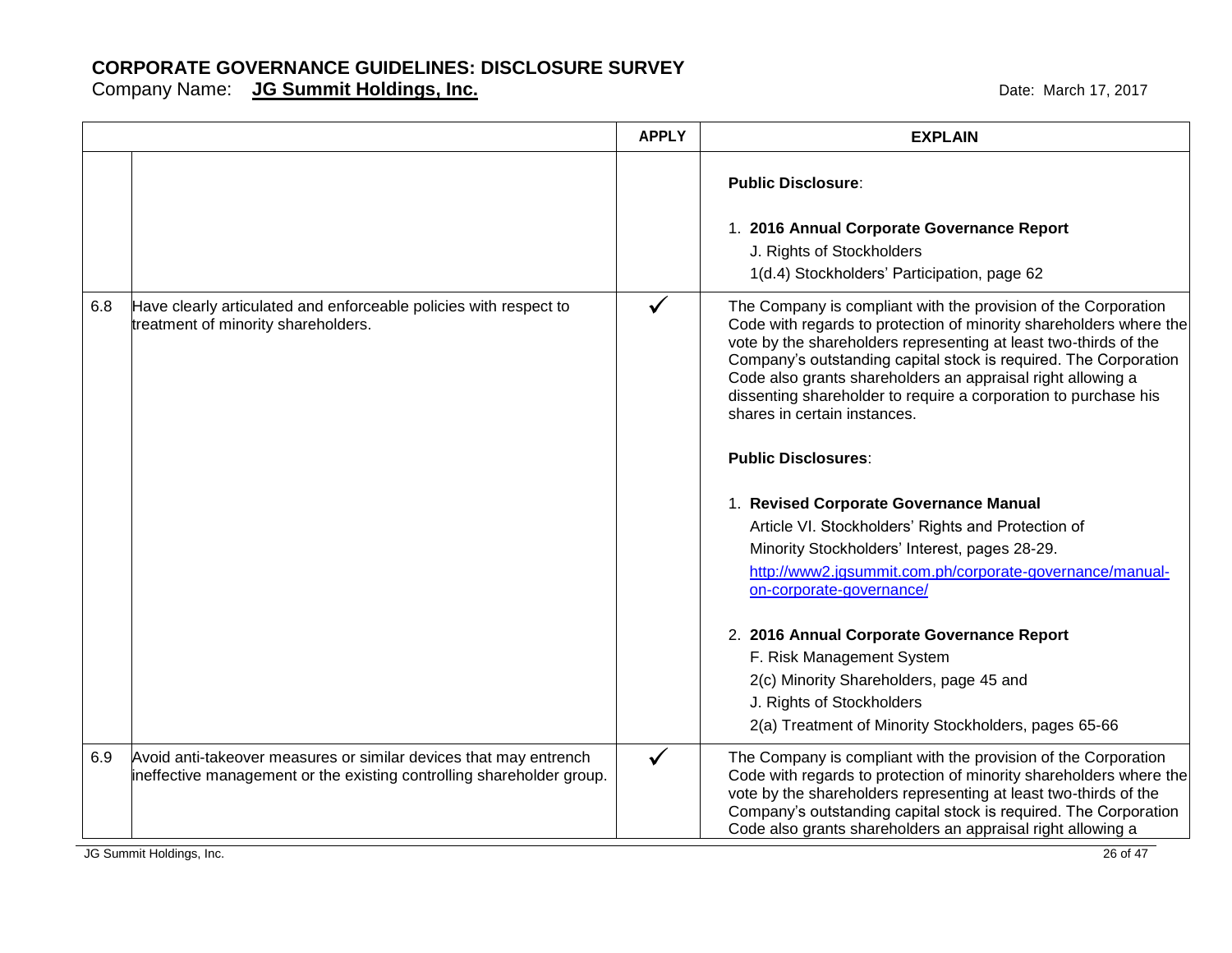**CORPORATE GOVERNANCE GUIDELINES: DISCLOSURE SURVEY**

Company Name: **JG Summit Holdings, Inc.** Date: March 17, 2017

| | | APPLY | EXPLAIN |
|---|---|---|---|
| | | | **Public Disclosure**:<br><br>1. **2016 Annual Corporate Governance Report**<br>J. Rights of Stockholders<br>1(d.4) Stockholders' Participation, page 62 |
| 6.8 | Have clearly articulated and enforceable policies with respect to treatment of minority shareholders. | ✓ | The Company is compliant with the provision of the Corporation Code with regards to protection of minority shareholders where the vote by the shareholders representing at least two-thirds of the Company's outstanding capital stock is required. The Corporation Code also grants shareholders an appraisal right allowing a dissenting shareholder to require a corporation to purchase his shares in certain instances.<br><br>**Public Disclosures**:<br><br>1. **Revised Corporate Governance Manual**<br>Article VI. Stockholders' Rights and Protection of Minority Stockholders' Interest, pages 28-29.<br>http://www2.jgsummit.com.ph/corporate-governance/manual-on-corporate-governance/<br><br>2. **2016 Annual Corporate Governance Report**<br>F. Risk Management System<br>2(c) Minority Shareholders, page 45 and<br>J. Rights of Stockholders<br>2(a) Treatment of Minority Stockholders, pages 65-66 |
| 6.9 | Avoid anti-takeover measures or similar devices that may entrench ineffective management or the existing controlling shareholder group. | ✓ | The Company is compliant with the provision of the Corporation Code with regards to protection of minority shareholders where the vote by the shareholders representing at least two-thirds of the Company's outstanding capital stock is required. The Corporation Code also grants shareholders an appraisal right allowing a |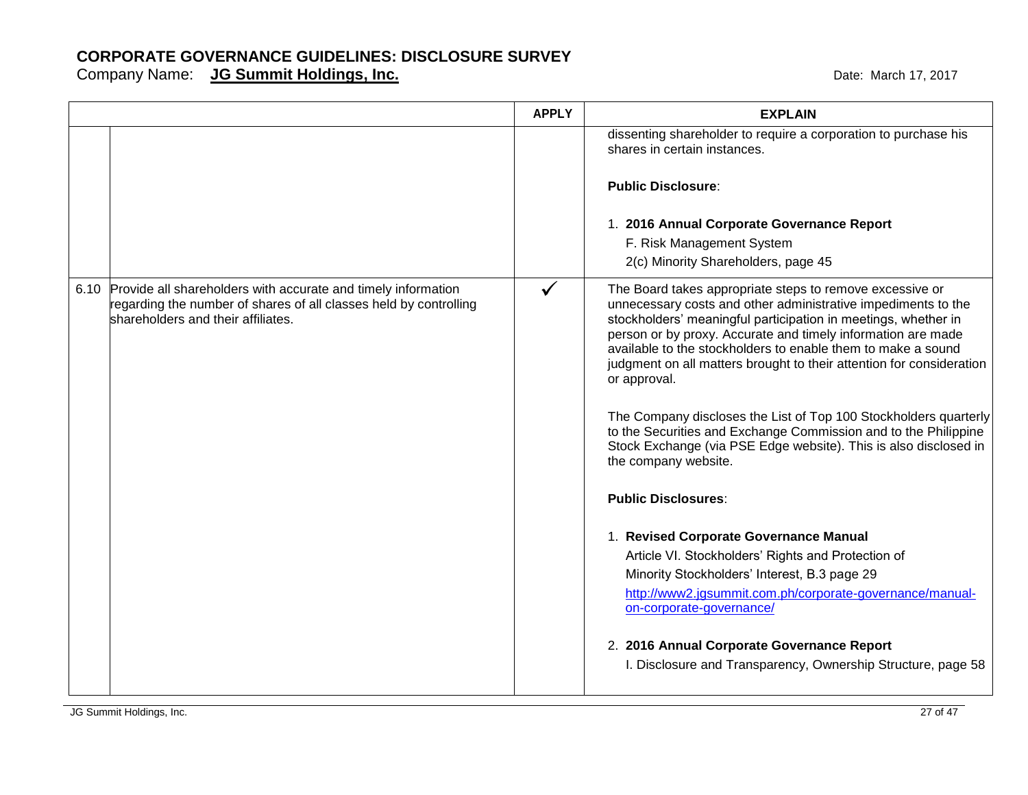# CORPORATE GOVERNANCE GUIDELINES: DISCLOSURE SURVEY

Company Name: **JG Summit Holdings, Inc.**

Date: March 17, 2017

| | | APPLY | EXPLAIN |
|---|---|---|---|
| | | | dissenting shareholder to require a corporation to purchase his shares in certain instances.<br><br>**Public Disclosure**:<br><br>1. **2016 Annual Corporate Governance Report**<br>F. Risk Management System<br>2(c) Minority Shareholders, page 45 |
| 6.10 | Provide all shareholders with accurate and timely information regarding the number of shares of all classes held by controlling shareholders and their affiliates. | ✓ | The Board takes appropriate steps to remove excessive or unnecessary costs and other administrative impediments to the stockholders' meaningful participation in meetings, whether in person or by proxy. Accurate and timely information are made available to the stockholders to enable them to make a sound judgment on all matters brought to their attention for consideration or approval.<br><br>The Company discloses the List of Top 100 Stockholders quarterly to the Securities and Exchange Commission and to the Philippine Stock Exchange (via PSE Edge website). This is also disclosed in the company website.<br><br>**Public Disclosures**:<br><br>1. **Revised Corporate Governance Manual**<br>Article VI. Stockholders' Rights and Protection of Minority Stockholders' Interest, B.3 page 29<br>http://www2.jgsummit.com.ph/corporate-governance/manual-on-corporate-governance/<br><br>2. **2016 Annual Corporate Governance Report**<br>I. Disclosure and Transparency, Ownership Structure, page 58 |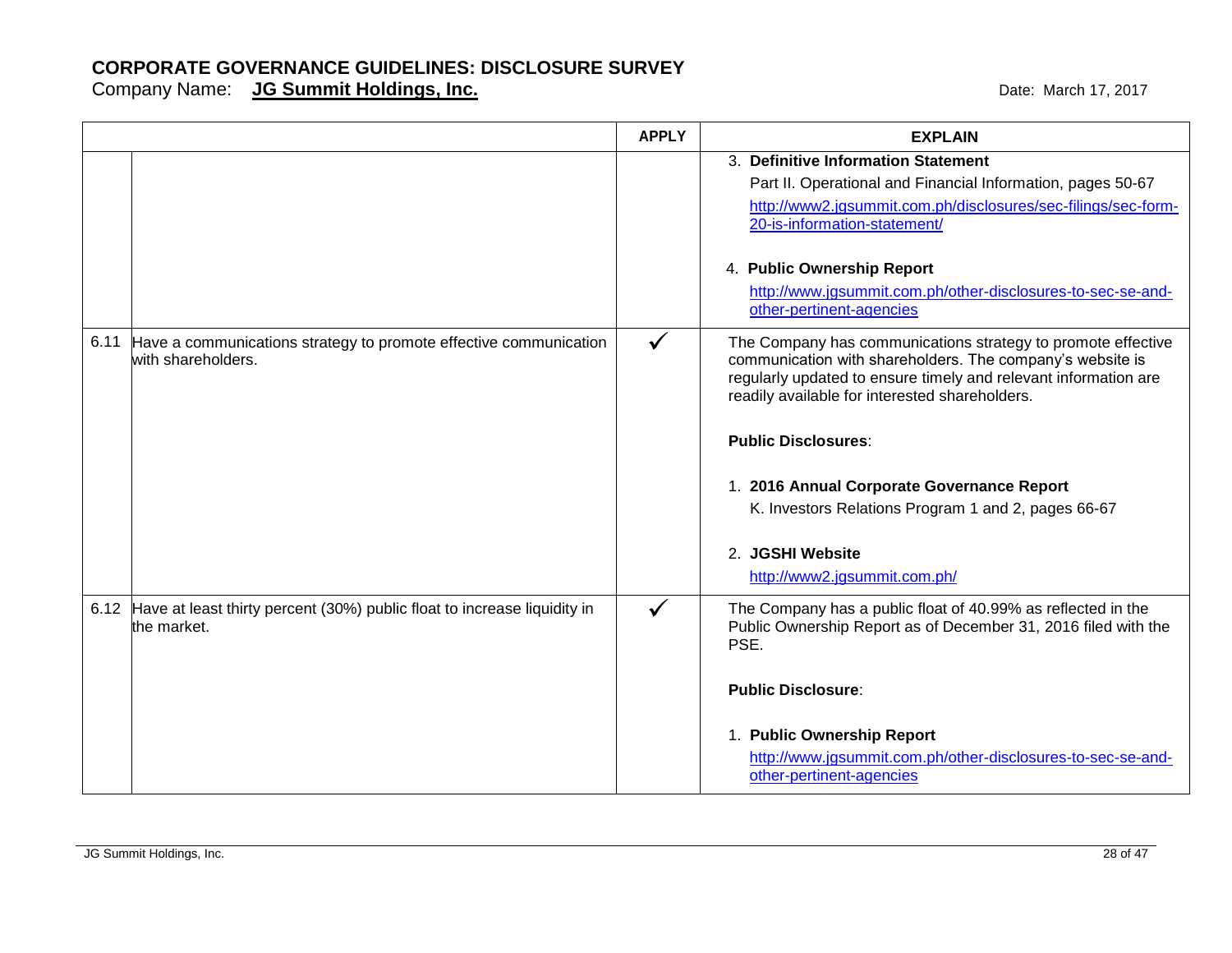# CORPORATE GOVERNANCE GUIDELINES: DISCLOSURE SURVEY

Company Name: **JG Summit Holdings, Inc.**

Date: March 17, 2017

| | | APPLY | EXPLAIN |
|---|---|---|---|
| | | | 3. **Definitive Information Statement**<br>Part II. Operational and Financial Information, pages 50-67<br>http://www2.jgsummit.com.ph/disclosures/sec-filings/sec-form-20-is-information-statement/<br><br>4. **Public Ownership Report**<br>http://www.jgsummit.com.ph/other-disclosures-to-sec-se-and-other-pertinent-agencies |
| 6.11 | Have a communications strategy to promote effective communication with shareholders. | ✓ | The Company has communications strategy to promote effective communication with shareholders. The company's website is regularly updated to ensure timely and relevant information are readily available for interested shareholders.<br><br>**Public Disclosures**:<br><br>1. **2016 Annual Corporate Governance Report**<br>K. Investors Relations Program 1 and 2, pages 66-67<br><br>2. **JGSHI Website**<br>http://www2.jgsummit.com.ph/ |
| 6.12 | Have at least thirty percent (30%) public float to increase liquidity in the market. | ✓ | The Company has a public float of 40.99% as reflected in the Public Ownership Report as of December 31, 2016 filed with the PSE.<br><br>**Public Disclosure**:<br><br>1. **Public Ownership Report**<br>http://www.jgsummit.com.ph/other-disclosures-to-sec-se-and-other-pertinent-agencies |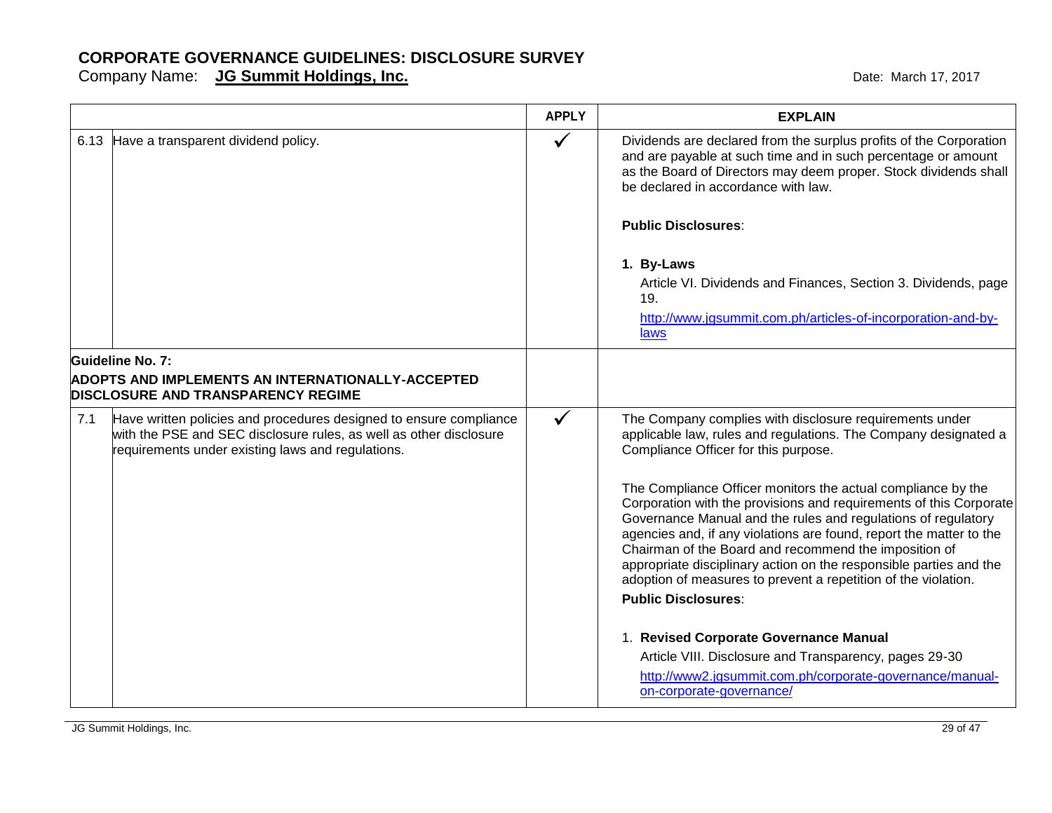# CORPORATE GOVERNANCE GUIDELINES: DISCLOSURE SURVEY

Company Name: **JG Summit Holdings, Inc.**

Date: March 17, 2017

| | | APPLY | EXPLAIN |
|---|---|---|---|
| 6.13 | Have a transparent dividend policy. | ✓ | Dividends are declared from the surplus profits of the Corporation and are payable at such time and in such percentage or amount as the Board of Directors may deem proper. Stock dividends shall be declared in accordance with law.<br><br>**Public Disclosures**:<br><br>1. **By-Laws**<br>Article VI. Dividends and Finances, Section 3. Dividends, page 19.<br>http://www.jgsummit.com.ph/articles-of-incorporation-and-by-laws |
| **Guideline No. 7:** | **ADOPTS AND IMPLEMENTS AN INTERNATIONALLY-ACCEPTED DISCLOSURE AND TRANSPARENCY REGIME** | | |
| 7.1 | Have written policies and procedures designed to ensure compliance with the PSE and SEC disclosure rules, as well as other disclosure requirements under existing laws and regulations. | ✓ | The Company complies with disclosure requirements under applicable law, rules and regulations. The Company designated a Compliance Officer for this purpose.<br><br>The Compliance Officer monitors the actual compliance by the Corporation with the provisions and requirements of this Corporate Governance Manual and the rules and regulations of regulatory agencies and, if any violations are found, report the matter to the Chairman of the Board and recommend the imposition of appropriate disciplinary action on the responsible parties and the adoption of measures to prevent a repetition of the violation.<br>**Public Disclosures**:<br><br>1. **Revised Corporate Governance Manual**<br>Article VIII. Disclosure and Transparency, pages 29-30<br>http://www2.jgsummit.com.ph/corporate-governance/manual-on-corporate-governance/ |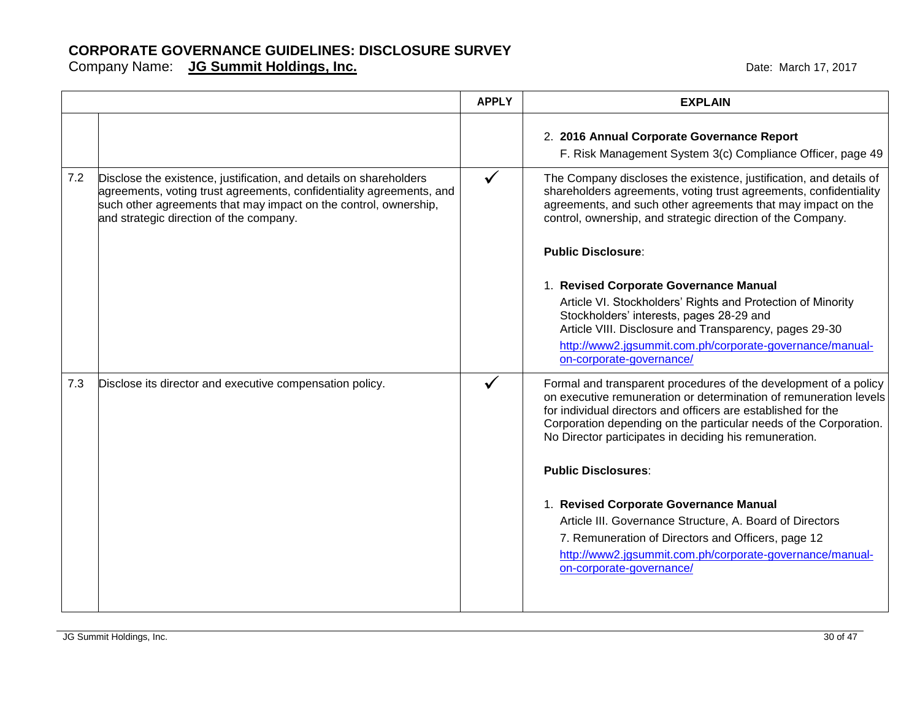# CORPORATE GOVERNANCE GUIDELINES: DISCLOSURE SURVEY

Company Name: **JG Summit Holdings, Inc.** Date: March 17, 2017

| | | APPLY | EXPLAIN |
|---|---|---|---|
| | | | 2. **2016 Annual Corporate Governance Report**<br>F. Risk Management System 3(c) Compliance Officer, page 49 |
| 7.2 | Disclose the existence, justification, and details on shareholders agreements, voting trust agreements, confidentiality agreements, and such other agreements that may impact on the control, ownership, and strategic direction of the company. | ✓ | The Company discloses the existence, justification, and details of shareholders agreements, voting trust agreements, confidentiality agreements, and such other agreements that may impact on the control, ownership, and strategic direction of the Company.<br><br>**Public Disclosure**:<br><br>1. **Revised Corporate Governance Manual**<br>Article VI. Stockholders' Rights and Protection of Minority Stockholders' interests, pages 28-29 and<br>Article VIII. Disclosure and Transparency, pages 29-30<br>http://www2.jgsummit.com.ph/corporate-governance/manual-on-corporate-governance/ |
| 7.3 | Disclose its director and executive compensation policy. | ✓ | Formal and transparent procedures of the development of a policy on executive remuneration or determination of remuneration levels for individual directors and officers are established for the Corporation depending on the particular needs of the Corporation. No Director participates in deciding his remuneration.<br><br>**Public Disclosures**:<br><br>1. **Revised Corporate Governance Manual**<br>Article III. Governance Structure, A. Board of Directors<br>7. Remuneration of Directors and Officers, page 12<br>http://www2.jgsummit.com.ph/corporate-governance/manual-on-corporate-governance/ |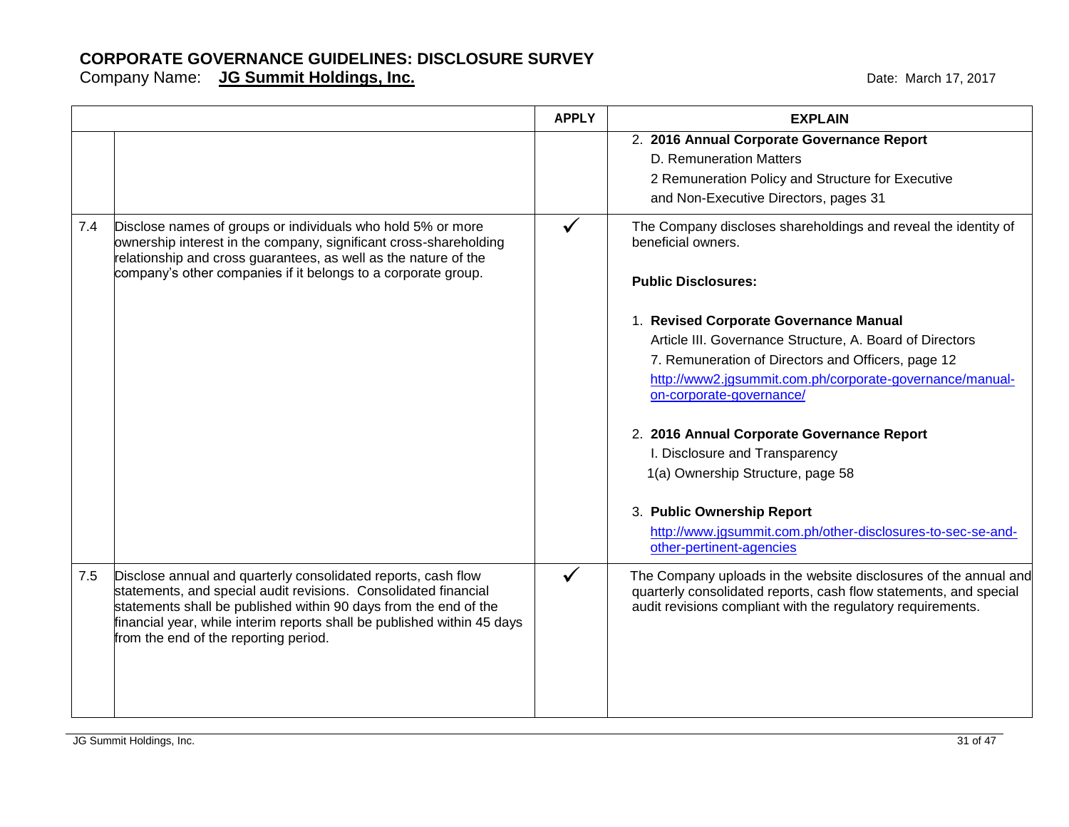# CORPORATE GOVERNANCE GUIDELINES: DISCLOSURE SURVEY

Company Name: **JG Summit Holdings, Inc.**

Date: March 17, 2017

| | | APPLY | EXPLAIN |
|---|---|---|---|
| | | | 2. **2016 Annual Corporate Governance Report**<br>D. Remuneration Matters<br>2 Remuneration Policy and Structure for Executive and Non-Executive Directors, pages 31 |
| 7.4 | Disclose names of groups or individuals who hold 5% or more ownership interest in the company, significant cross-shareholding relationship and cross guarantees, as well as the nature of the company's other companies if it belongs to a corporate group. | ✓ | The Company discloses shareholdings and reveal the identity of beneficial owners.<br><br>**Public Disclosures:**<br><br>1. **Revised Corporate Governance Manual**<br>Article III. Governance Structure, A. Board of Directors<br>7. Remuneration of Directors and Officers, page 12<br>http://www2.jgsummit.com.ph/corporate-governance/manual-on-corporate-governance/<br><br>2. **2016 Annual Corporate Governance Report**<br>I. Disclosure and Transparency<br>1(a) Ownership Structure, page 58<br><br>3. **Public Ownership Report**<br>http://www.jgsummit.com.ph/other-disclosures-to-sec-se-and-other-pertinent-agencies |
| 7.5 | Disclose annual and quarterly consolidated reports, cash flow statements, and special audit revisions. Consolidated financial statements shall be published within 90 days from the end of the financial year, while interim reports shall be published within 45 days from the end of the reporting period. | ✓ | The Company uploads in the website disclosures of the annual and quarterly consolidated reports, cash flow statements, and special audit revisions compliant with the regulatory requirements. |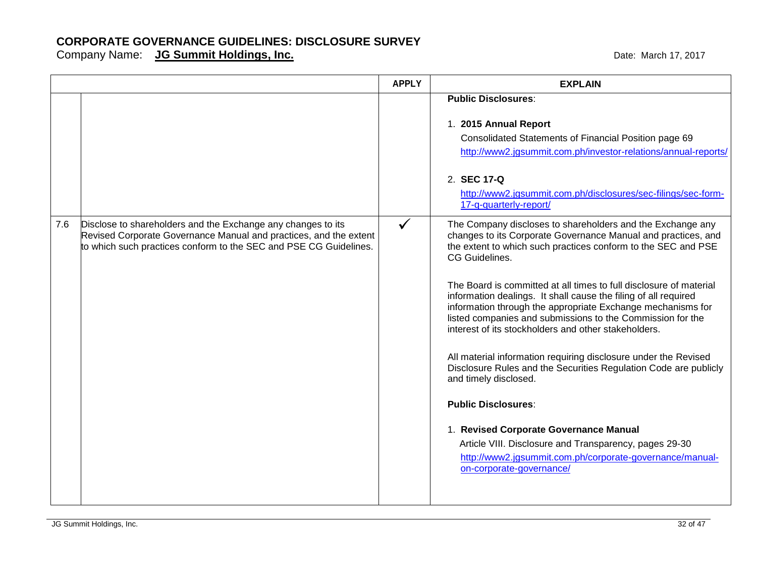# CORPORATE GOVERNANCE GUIDELINES: DISCLOSURE SURVEY

Company Name: **JG Summit Holdings, Inc.**

Date: March 17, 2017

| | | APPLY | EXPLAIN |
|---|---|---|---|
| | | | **Public Disclosures**:<br><br>1. **2015 Annual Report**<br>Consolidated Statements of Financial Position page 69<br>http://www2.jgsummit.com.ph/investor-relations/annual-reports/<br><br>2. **SEC 17-Q**<br>http://www2.jgsummit.com.ph/disclosures/sec-filings/sec-form-17-q-quarterly-report/ |
| 7.6 | Disclose to shareholders and the Exchange any changes to its Revised Corporate Governance Manual and practices, and the extent to which such practices conform to the SEC and PSE CG Guidelines. | ✓ | The Company discloses to shareholders and the Exchange any changes to its Corporate Governance Manual and practices, and the extent to which such practices conform to the SEC and PSE CG Guidelines.<br><br>The Board is committed at all times to full disclosure of material information dealings. It shall cause the filing of all required information through the appropriate Exchange mechanisms for listed companies and submissions to the Commission for the interest of its stockholders and other stakeholders.<br><br>All material information requiring disclosure under the Revised Disclosure Rules and the Securities Regulation Code are publicly and timely disclosed.<br><br>**Public Disclosures**:<br><br>1. **Revised Corporate Governance Manual**<br>Article VIII. Disclosure and Transparency, pages 29-30<br>http://www2.jgsummit.com.ph/corporate-governance/manual-on-corporate-governance/ |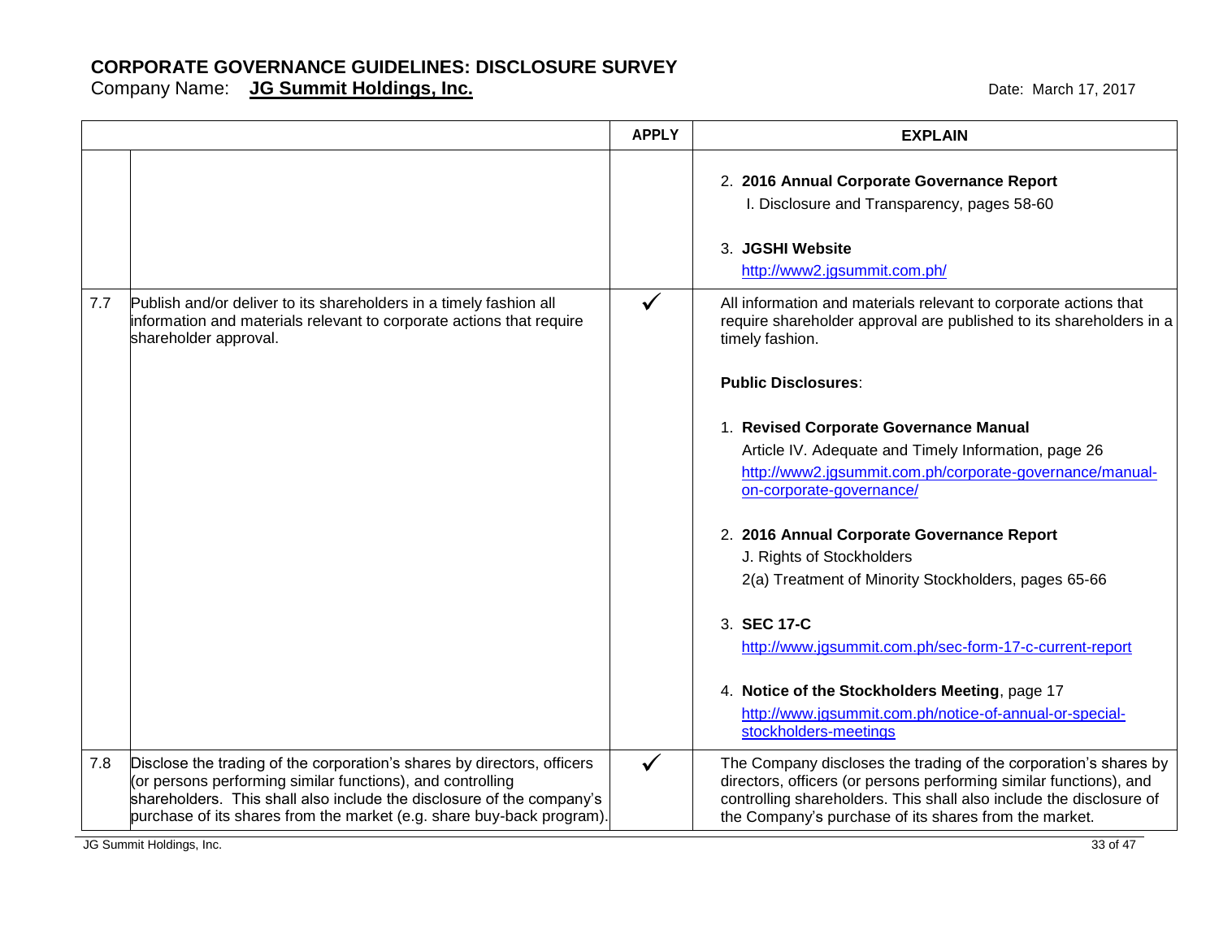# CORPORATE GOVERNANCE GUIDELINES: DISCLOSURE SURVEY

Company Name: **JG Summit Holdings, Inc.**

Date: March 17, 2017

| | | APPLY | EXPLAIN |
|---|---|---|---|
| | | | 2. **2016 Annual Corporate Governance Report**<br>I. Disclosure and Transparency, pages 58-60<br><br>3. **JGSHI Website**<br>http://www2.jgsummit.com.ph/ |
| 7.7 | Publish and/or deliver to its shareholders in a timely fashion all information and materials relevant to corporate actions that require shareholder approval. | ✓ | All information and materials relevant to corporate actions that require shareholder approval are published to its shareholders in a timely fashion.<br><br>**Public Disclosures**:<br><br>1. **Revised Corporate Governance Manual**<br>Article IV. Adequate and Timely Information, page 26<br>http://www2.jgsummit.com.ph/corporate-governance/manual-on-corporate-governance/<br><br>2. **2016 Annual Corporate Governance Report**<br>J. Rights of Stockholders<br>2(a) Treatment of Minority Stockholders, pages 65-66<br><br>3. **SEC 17-C**<br>http://www.jgsummit.com.ph/sec-form-17-c-current-report<br><br>4. **Notice of the Stockholders Meeting**, page 17<br>http://www.jgsummit.com.ph/notice-of-annual-or-special-stockholders-meetings |
| 7.8 | Disclose the trading of the corporation's shares by directors, officers (or persons performing similar functions), and controlling shareholders. This shall also include the disclosure of the company's purchase of its shares from the market (e.g. share buy-back program). | ✓ | The Company discloses the trading of the corporation's shares by directors, officers (or persons performing similar functions), and controlling shareholders. This shall also include the disclosure of the Company's purchase of its shares from the market. |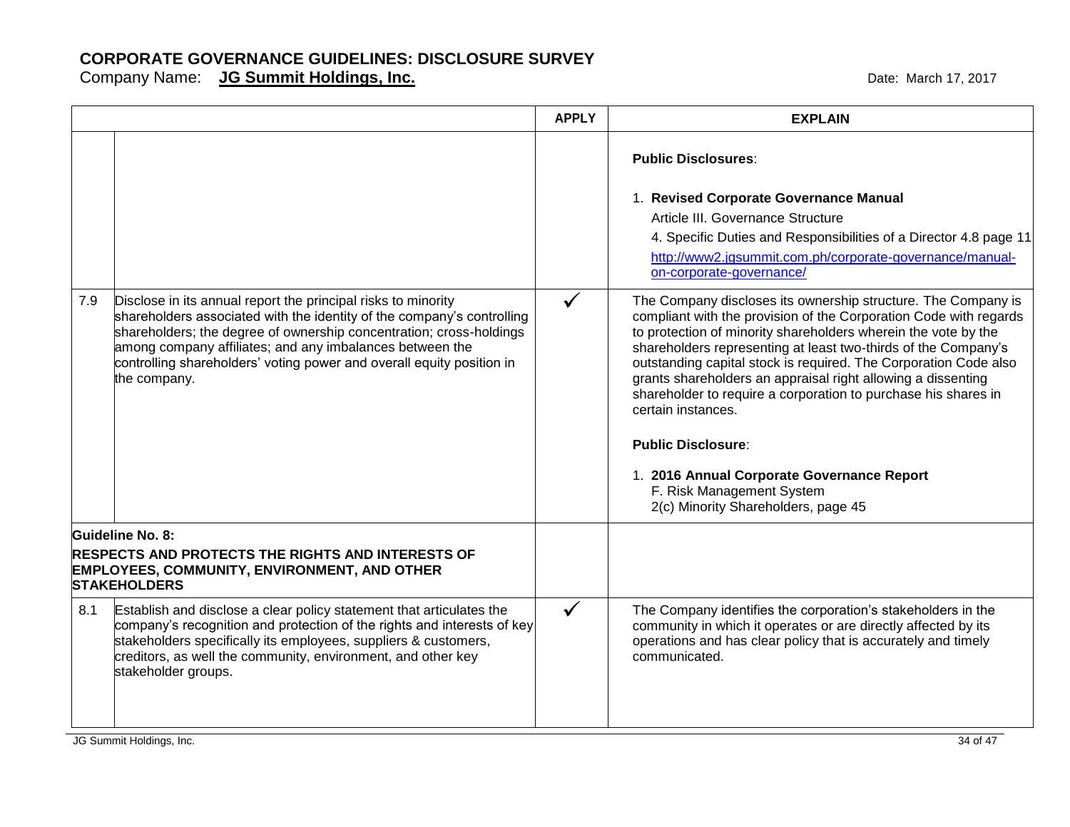# CORPORATE GOVERNANCE GUIDELINES: DISCLOSURE SURVEY

Company Name: **JG Summit Holdings, Inc.**

Date: March 17, 2017

| | | APPLY | EXPLAIN |
|---|---|---|---|
| | | | **Public Disclosures**:<br><br>1. **Revised Corporate Governance Manual**<br>Article III. Governance Structure<br>4. Specific Duties and Responsibilities of a Director 4.8 page 11<br>http://www2.jgsummit.com.ph/corporate-governance/manual-on-corporate-governance/ |
| 7.9 | Disclose in its annual report the principal risks to minority shareholders associated with the identity of the company's controlling shareholders; the degree of ownership concentration; cross-holdings among company affiliates; and any imbalances between the controlling shareholders' voting power and overall equity position in the company. | ✓ | The Company discloses its ownership structure. The Company is compliant with the provision of the Corporation Code with regards to protection of minority shareholders wherein the vote by the shareholders representing at least two-thirds of the Company's outstanding capital stock is required. The Corporation Code also grants shareholders an appraisal right allowing a dissenting shareholder to require a corporation to purchase his shares in certain instances.<br><br>**Public Disclosure**:<br><br>1. **2016 Annual Corporate Governance Report**<br>F. Risk Management System<br>2(c) Minority Shareholders, page 45 |
| **Guideline No. 8:**<br>**RESPECTS AND PROTECTS THE RIGHTS AND INTERESTS OF EMPLOYEES, COMMUNITY, ENVIRONMENT, AND OTHER STAKEHOLDERS** | | | |
| 8.1 | Establish and disclose a clear policy statement that articulates the company's recognition and protection of the rights and interests of key stakeholders specifically its employees, suppliers & customers, creditors, as well the community, environment, and other key stakeholder groups. | ✓ | The Company identifies the corporation's stakeholders in the community in which it operates or are directly affected by its operations and has clear policy that is accurately and timely communicated. |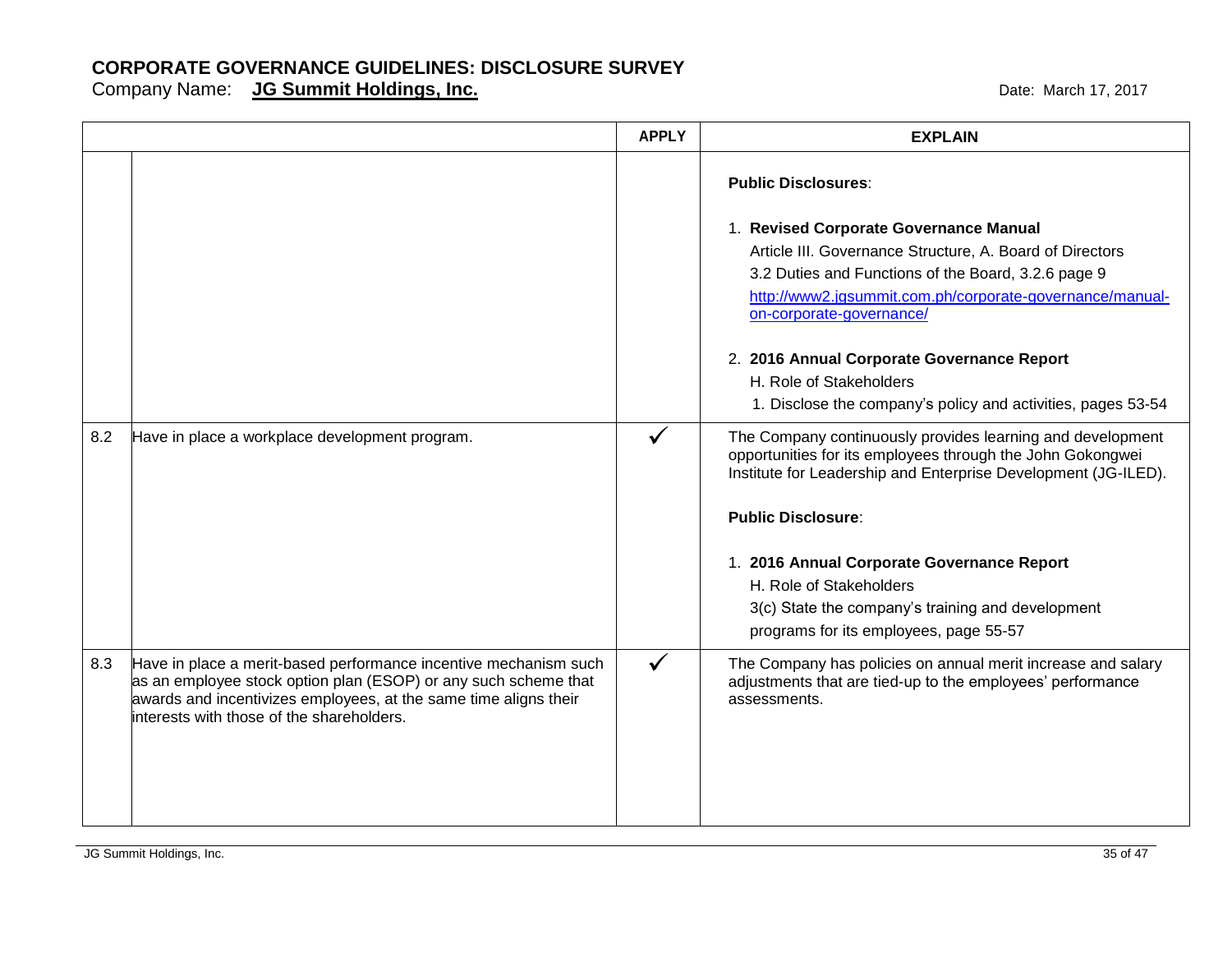# CORPORATE GOVERNANCE GUIDELINES: DISCLOSURE SURVEY

Company Name: **JG Summit Holdings, Inc.**

Date: March 17, 2017

| | | APPLY | EXPLAIN |
|---|---|---|---|
| | | | **Public Disclosures**:<br><br>1. **Revised Corporate Governance Manual**<br>Article III. Governance Structure, A. Board of Directors<br>3.2 Duties and Functions of the Board, 3.2.6 page 9<br>http://www2.jgsummit.com.ph/corporate-governance/manual-on-corporate-governance/<br><br>2. **2016 Annual Corporate Governance Report**<br>H. Role of Stakeholders<br>1. Disclose the company's policy and activities, pages 53-54 |
| 8.2 | Have in place a workplace development program. | ✓ | The Company continuously provides learning and development opportunities for its employees through the John Gokongwei Institute for Leadership and Enterprise Development (JG-ILED).<br><br>**Public Disclosure**:<br><br>1. **2016 Annual Corporate Governance Report**<br>H. Role of Stakeholders<br>3(c) State the company's training and development programs for its employees, page 55-57 |
| 8.3 | Have in place a merit-based performance incentive mechanism such as an employee stock option plan (ESOP) or any such scheme that awards and incentivizes employees, at the same time aligns their interests with those of the shareholders. | ✓ | The Company has policies on annual merit increase and salary adjustments that are tied-up to the employees' performance assessments. |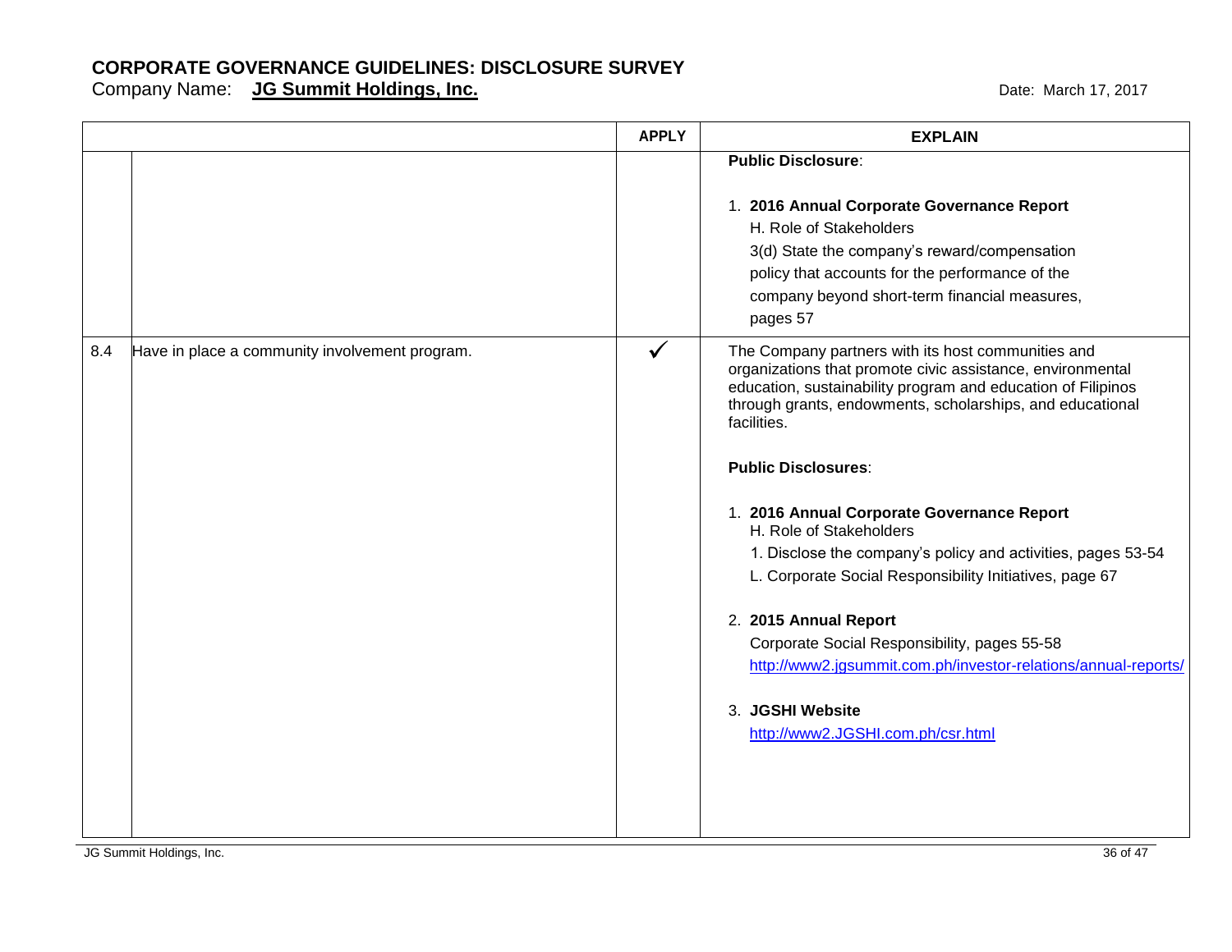# CORPORATE GOVERNANCE GUIDELINES: DISCLOSURE SURVEY

Company Name: **JG Summit Holdings, Inc.**

Date: March 17, 2017

| | | APPLY | EXPLAIN |
|---|---|---|---|
| | | | **Public Disclosure**:<br><br>1. **2016 Annual Corporate Governance Report**<br>H. Role of Stakeholders<br>3(d) State the company's reward/compensation policy that accounts for the performance of the company beyond short-term financial measures, pages 57 |
| 8.4 | Have in place a community involvement program. | ✓ | The Company partners with its host communities and organizations that promote civic assistance, environmental education, sustainability program and education of Filipinos through grants, endowments, scholarships, and educational facilities.<br><br>**Public Disclosures**:<br><br>1. **2016 Annual Corporate Governance Report**<br>H. Role of Stakeholders<br>1. Disclose the company's policy and activities, pages 53-54<br>L. Corporate Social Responsibility Initiatives, page 67<br><br>2. **2015 Annual Report**<br>Corporate Social Responsibility, pages 55-58<br>http://www2.jgsummit.com.ph/investor-relations/annual-reports/<br><br>3. **JGSHI Website**<br>http://www2.JGSHI.com.ph/csr.html |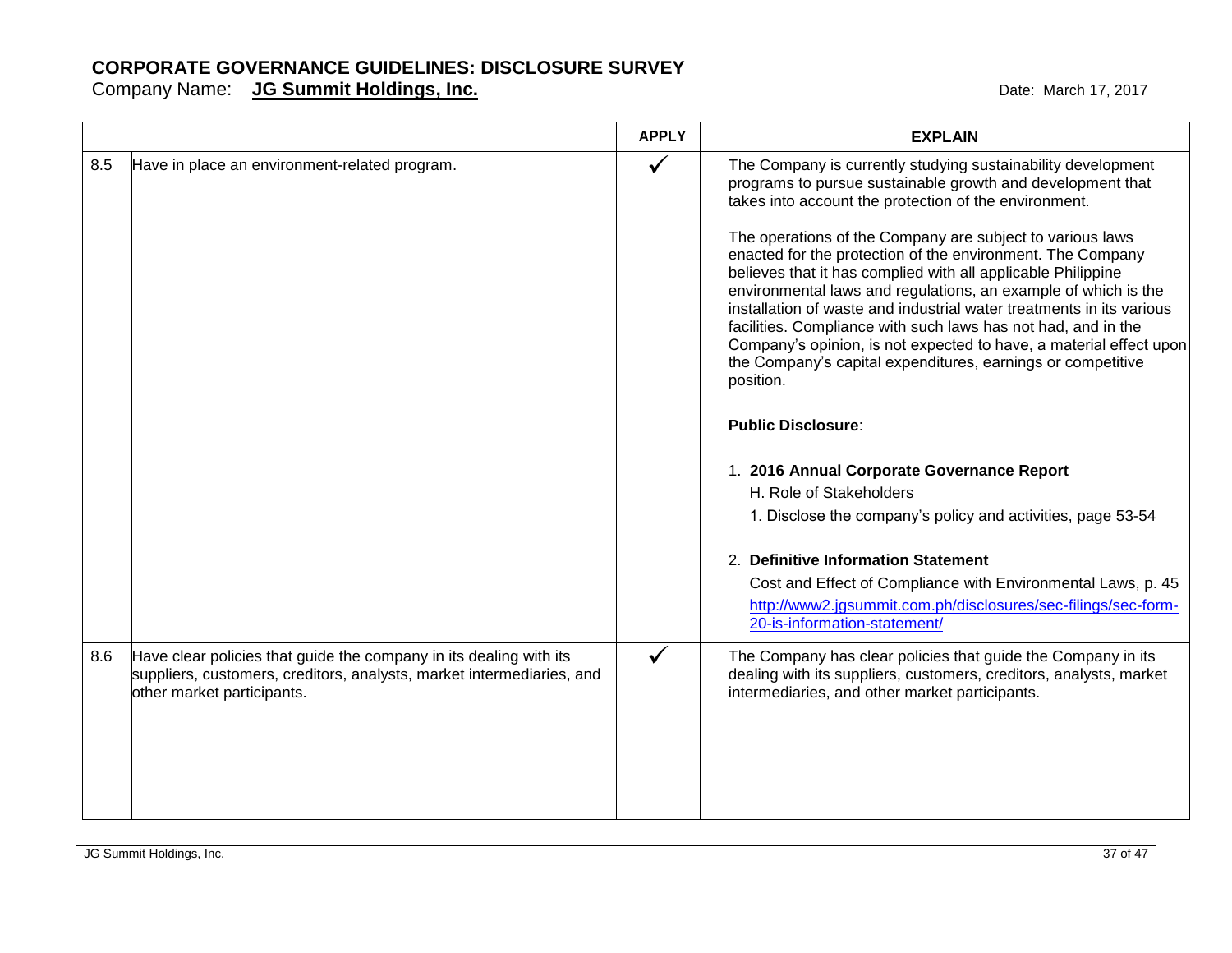# CORPORATE GOVERNANCE GUIDELINES: DISCLOSURE SURVEY

Company Name: **JG Summit Holdings, Inc.**

Date: March 17, 2017

| | | APPLY | EXPLAIN |
|---|---|---|---|
| 8.5 | Have in place an environment-related program. | ✓ | The Company is currently studying sustainability development programs to pursue sustainable growth and development that takes into account the protection of the environment.<br><br>The operations of the Company are subject to various laws enacted for the protection of the environment. The Company believes that it has complied with all applicable Philippine environmental laws and regulations, an example of which is the installation of waste and industrial water treatments in its various facilities. Compliance with such laws has not had, and in the Company's opinion, is not expected to have, a material effect upon the Company's capital expenditures, earnings or competitive position.<br><br>**Public Disclosure**:<br><br>1. **2016 Annual Corporate Governance Report**<br>H. Role of Stakeholders<br>1. Disclose the company's policy and activities, page 53-54<br><br>2. **Definitive Information Statement**<br>Cost and Effect of Compliance with Environmental Laws, p. 45<br>http://www2.jgsummit.com.ph/disclosures/sec-filings/sec-form-20-is-information-statement/ |
| 8.6 | Have clear policies that guide the company in its dealing with its suppliers, customers, creditors, analysts, market intermediaries, and other market participants. | ✓ | The Company has clear policies that guide the Company in its dealing with its suppliers, customers, creditors, analysts, market intermediaries, and other market participants. |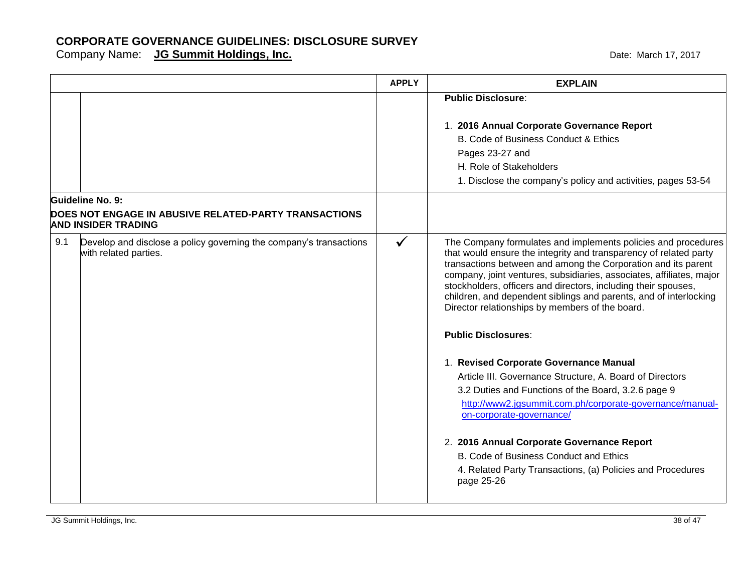# CORPORATE GOVERNANCE GUIDELINES: DISCLOSURE SURVEY

Company Name: **JG Summit Holdings, Inc.** Date: March 17, 2017

| | | APPLY | EXPLAIN |
|---|---|---|---|
| | | | **Public Disclosure**:<br><br>1. **2016 Annual Corporate Governance Report**<br>B. Code of Business Conduct & Ethics<br>Pages 23-27 and<br>H. Role of Stakeholders<br>1. Disclose the company's policy and activities, pages 53-54 |
| **Guideline No. 9:**<br>**DOES NOT ENGAGE IN ABUSIVE RELATED-PARTY TRANSACTIONS AND INSIDER TRADING** | | | |
| 9.1 | Develop and disclose a policy governing the company's transactions with related parties. | ✓ | The Company formulates and implements policies and procedures that would ensure the integrity and transparency of related party transactions between and among the Corporation and its parent company, joint ventures, subsidiaries, associates, affiliates, major stockholders, officers and directors, including their spouses, children, and dependent siblings and parents, and of interlocking Director relationships by members of the board.<br><br>**Public Disclosures**:<br><br>1. **Revised Corporate Governance Manual**<br>Article III. Governance Structure, A. Board of Directors<br>3.2 Duties and Functions of the Board, 3.2.6 page 9<br>http://www2.jgsummit.com.ph/corporate-governance/manual-on-corporate-governance/<br><br>2. **2016 Annual Corporate Governance Report**<br>B. Code of Business Conduct and Ethics<br>4. Related Party Transactions, (a) Policies and Procedures page 25-26 |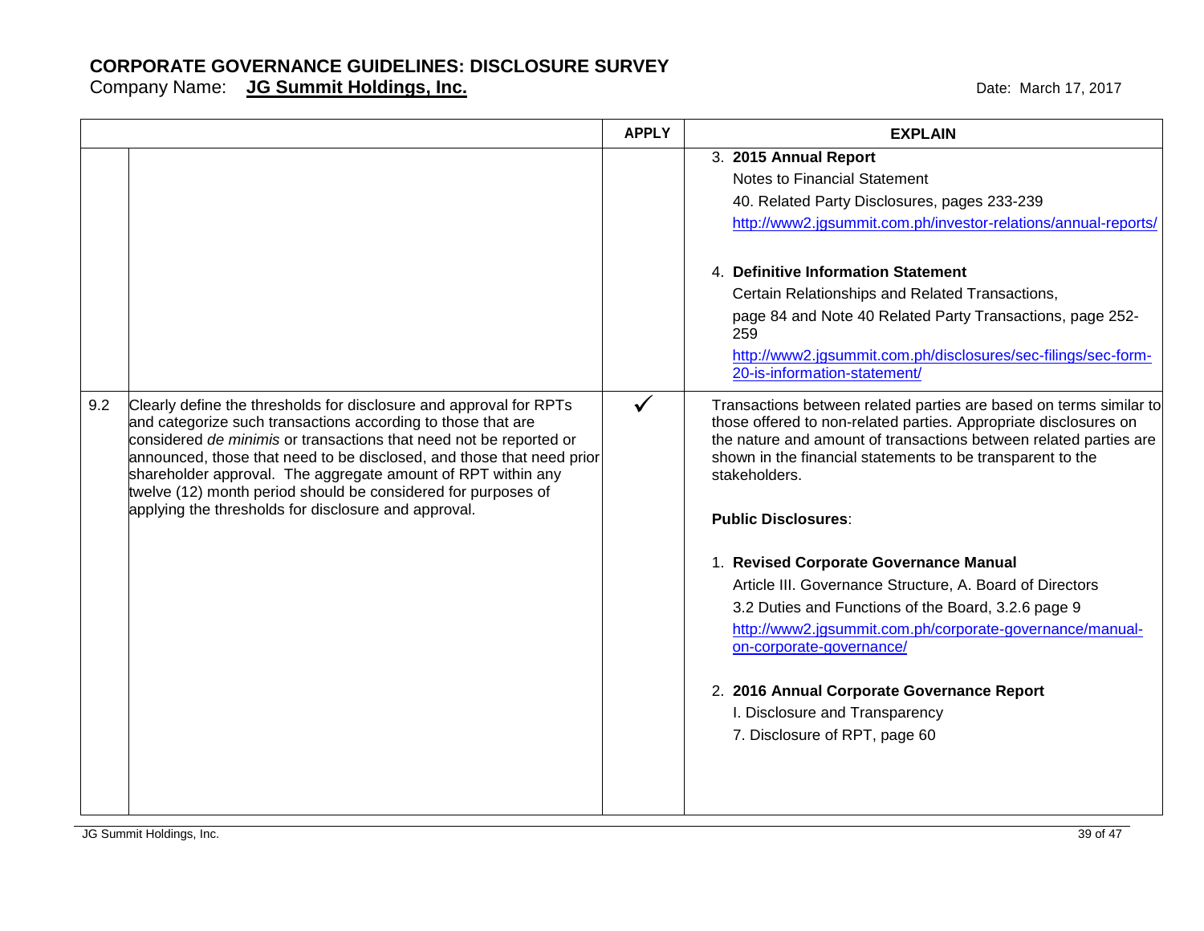# CORPORATE GOVERNANCE GUIDELINES: DISCLOSURE SURVEY

Company Name: **JG Summit Holdings, Inc.**

Date: March 17, 2017

| | | APPLY | EXPLAIN |
|---|---|---|---|
| | | | 3. **2015 Annual Report**<br>Notes to Financial Statement<br>40. Related Party Disclosures, pages 233-239<br>http://www2.jgsummit.com.ph/investor-relations/annual-reports/<br><br>4. **Definitive Information Statement**<br>Certain Relationships and Related Transactions,<br>page 84 and Note 40 Related Party Transactions, page 252-259<br>http://www2.jgsummit.com.ph/disclosures/sec-filings/sec-form-20-is-information-statement/ |
| 9.2 | Clearly define the thresholds for disclosure and approval for RPTs and categorize such transactions according to those that are considered *de minimis* or transactions that need not be reported or announced, those that need to be disclosed, and those that need prior shareholder approval. The aggregate amount of RPT within any twelve (12) month period should be considered for purposes of applying the thresholds for disclosure and approval. | ✓ | Transactions between related parties are based on terms similar to those offered to non-related parties. Appropriate disclosures on the nature and amount of transactions between related parties are shown in the financial statements to be transparent to the stakeholders.<br><br>**Public Disclosures**:<br><br>1. **Revised Corporate Governance Manual**<br>Article III. Governance Structure, A. Board of Directors<br>3.2 Duties and Functions of the Board, 3.2.6 page 9<br>http://www2.jgsummit.com.ph/corporate-governance/manual-on-corporate-governance/<br><br>2. **2016 Annual Corporate Governance Report**<br>I. Disclosure and Transparency<br>7. Disclosure of RPT, page 60 |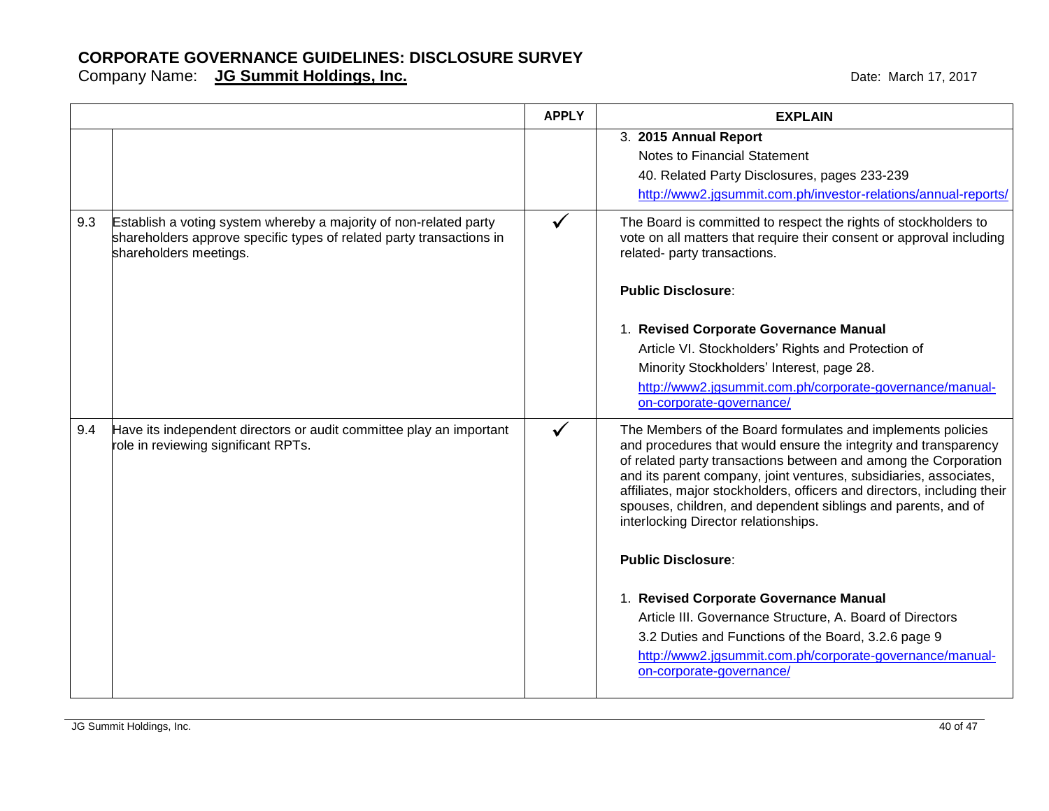# CORPORATE GOVERNANCE GUIDELINES: DISCLOSURE SURVEY

Company Name: **JG Summit Holdings, Inc.**

Date: March 17, 2017

| | | APPLY | EXPLAIN |
|---|---|---|---|
| | | | 3. **2015 Annual Report**<br>Notes to Financial Statement<br>40. Related Party Disclosures, pages 233-239<br>http://www2.jgsummit.com.ph/investor-relations/annual-reports/ |
| 9.3 | Establish a voting system whereby a majority of non-related party shareholders approve specific types of related party transactions in shareholders meetings. | ✓ | The Board is committed to respect the rights of stockholders to vote on all matters that require their consent or approval including related- party transactions.<br><br>**Public Disclosure**:<br><br>1. **Revised Corporate Governance Manual**<br>Article VI. Stockholders' Rights and Protection of Minority Stockholders' Interest, page 28.<br>http://www2.jgsummit.com.ph/corporate-governance/manual-on-corporate-governance/ |
| 9.4 | Have its independent directors or audit committee play an important role in reviewing significant RPTs. | ✓ | The Members of the Board formulates and implements policies and procedures that would ensure the integrity and transparency of related party transactions between and among the Corporation and its parent company, joint ventures, subsidiaries, associates, affiliates, major stockholders, officers and directors, including their spouses, children, and dependent siblings and parents, and of interlocking Director relationships.<br><br>**Public Disclosure**:<br><br>1. **Revised Corporate Governance Manual**<br>Article III. Governance Structure, A. Board of Directors<br>3.2 Duties and Functions of the Board, 3.2.6 page 9<br>http://www2.jgsummit.com.ph/corporate-governance/manual-on-corporate-governance/ |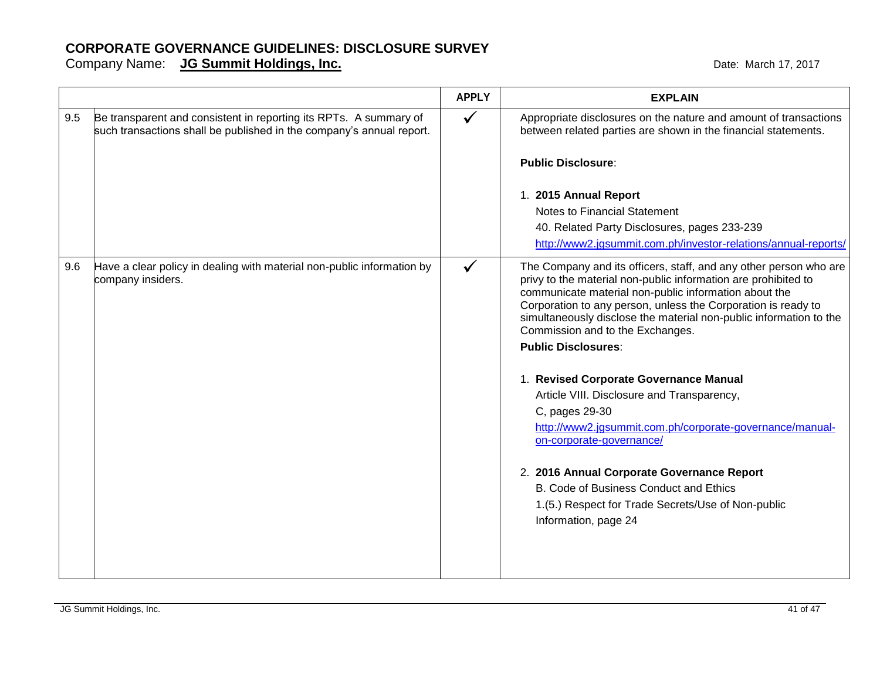# CORPORATE GOVERNANCE GUIDELINES: DISCLOSURE SURVEY

Company Name: **JG Summit Holdings, Inc.**

Date: March 17, 2017

| | | APPLY | EXPLAIN |
|---|---|---|---|
| 9.5 | Be transparent and consistent in reporting its RPTs. A summary of such transactions shall be published in the company's annual report. | ✓ | Appropriate disclosures on the nature and amount of transactions between related parties are shown in the financial statements.<br><br>**Public Disclosure**:<br><br>1. **2015 Annual Report**<br>Notes to Financial Statement<br>40. Related Party Disclosures, pages 233-239<br>http://www2.jgsummit.com.ph/investor-relations/annual-reports/ |
| 9.6 | Have a clear policy in dealing with material non-public information by company insiders. | ✓ | The Company and its officers, staff, and any other person who are privy to the material non-public information are prohibited to communicate material non-public information about the Corporation to any person, unless the Corporation is ready to simultaneously disclose the material non-public information to the Commission and to the Exchanges.<br>**Public Disclosures**:<br><br>1. **Revised Corporate Governance Manual**<br>Article VIII. Disclosure and Transparency,<br>C, pages 29-30<br>http://www2.jgsummit.com.ph/corporate-governance/manual-on-corporate-governance/<br><br>2. **2016 Annual Corporate Governance Report**<br>B. Code of Business Conduct and Ethics<br>1.(5.) Respect for Trade Secrets/Use of Non-public Information, page 24 |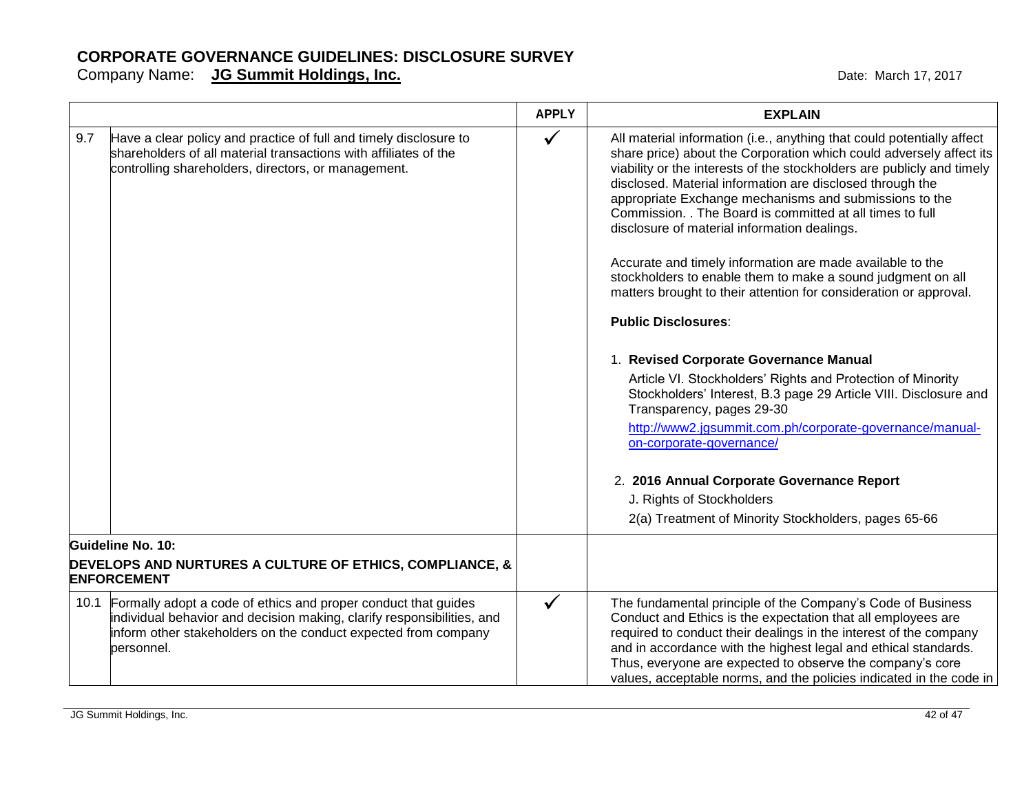# CORPORATE GOVERNANCE GUIDELINES: DISCLOSURE SURVEY

Company Name: **JG Summit Holdings, Inc.**

Date: March 17, 2017

| | | APPLY | EXPLAIN |
|---|---|---|---|
| 9.7 | Have a clear policy and practice of full and timely disclosure to shareholders of all material transactions with affiliates of the controlling shareholders, directors, or management. | ✓ | All material information (i.e., anything that could potentially affect share price) about the Corporation which could adversely affect its viability or the interests of the stockholders are publicly and timely disclosed. Material information are disclosed through the appropriate Exchange mechanisms and submissions to the Commission. . The Board is committed at all times to full disclosure of material information dealings.<br><br>Accurate and timely information are made available to the stockholders to enable them to make a sound judgment on all matters brought to their attention for consideration or approval.<br><br>**Public Disclosures**:<br><br>1. **Revised Corporate Governance Manual**<br>Article VI. Stockholders' Rights and Protection of Minority Stockholders' Interest, B.3 page 29 Article VIII. Disclosure and Transparency, pages 29-30<br>http://www2.jgsummit.com.ph/corporate-governance/manual-on-corporate-governance/<br><br>2. **2016 Annual Corporate Governance Report**<br>J. Rights of Stockholders<br>2(a) Treatment of Minority Stockholders, pages 65-66 |
| **Guideline No. 10:**<br>**DEVELOPS AND NURTURES A CULTURE OF ETHICS, COMPLIANCE, & ENFORCEMENT** | | | |
| 10.1 | Formally adopt a code of ethics and proper conduct that guides individual behavior and decision making, clarify responsibilities, and inform other stakeholders on the conduct expected from company personnel. | ✓ | The fundamental principle of the Company's Code of Business Conduct and Ethics is the expectation that all employees are required to conduct their dealings in the interest of the company and in accordance with the highest legal and ethical standards. Thus, everyone are expected to observe the company's core values, acceptable norms, and the policies indicated in the code in |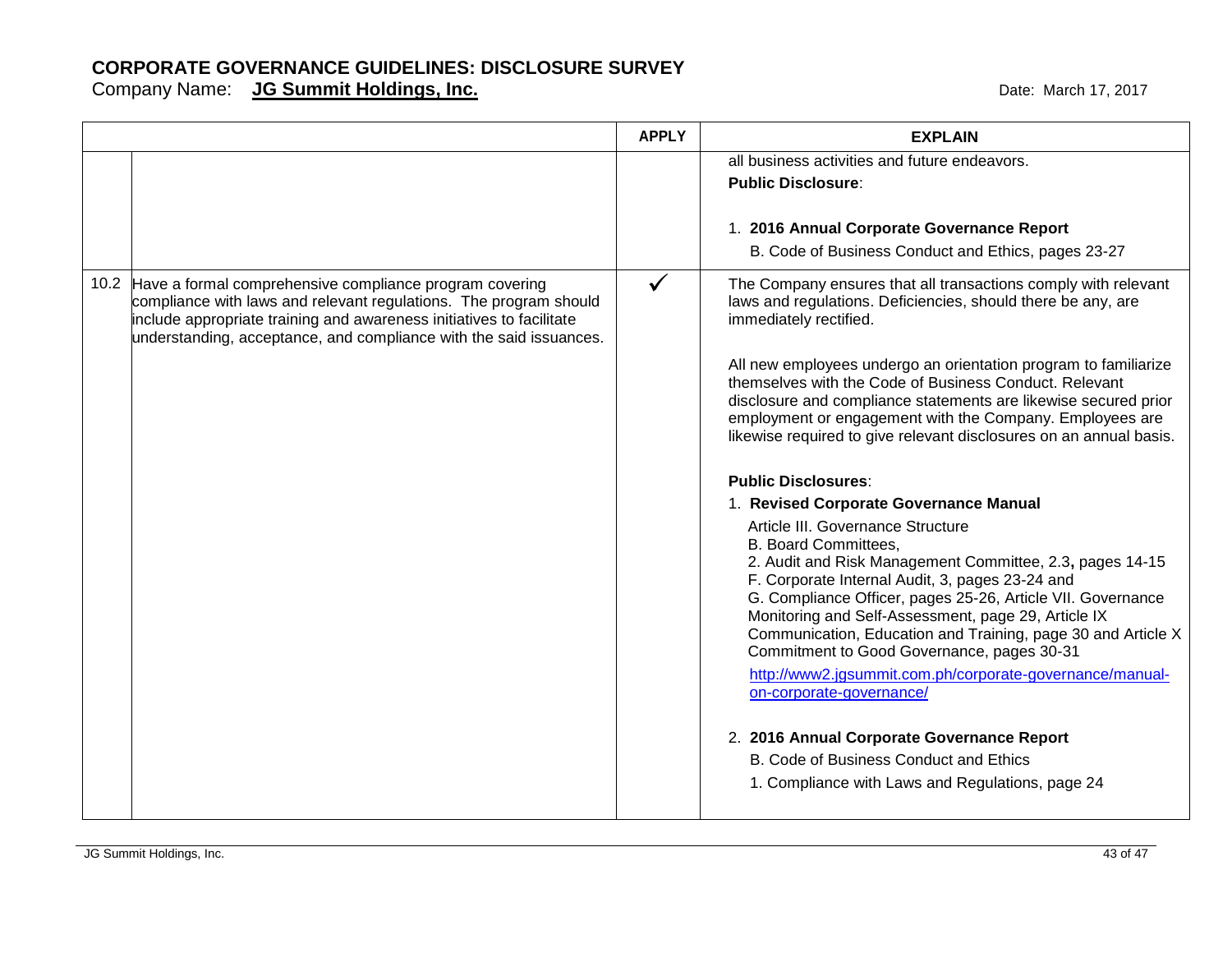# CORPORATE GOVERNANCE GUIDELINES: DISCLOSURE SURVEY

Company Name: **JG Summit Holdings, Inc.**

Date: March 17, 2017

| | | APPLY | EXPLAIN |
|---|---|---|---|
| | | | all business activities and future endeavors.<br>**Public Disclosure**:<br><br>1. **2016 Annual Corporate Governance Report**<br>B. Code of Business Conduct and Ethics, pages 23-27 |
| 10.2 | Have a formal comprehensive compliance program covering compliance with laws and relevant regulations. The program should include appropriate training and awareness initiatives to facilitate understanding, acceptance, and compliance with the said issuances. | ✓ | The Company ensures that all transactions comply with relevant laws and regulations. Deficiencies, should there be any, are immediately rectified.<br><br>All new employees undergo an orientation program to familiarize themselves with the Code of Business Conduct. Relevant disclosure and compliance statements are likewise secured prior employment or engagement with the Company. Employees are likewise required to give relevant disclosures on an annual basis.<br><br>**Public Disclosures**:<br>1. **Revised Corporate Governance Manual**<br>Article III. Governance Structure<br>B. Board Committees,<br>2. Audit and Risk Management Committee, 2.3**,** pages 14-15<br>F. Corporate Internal Audit, 3, pages 23-24 and<br>G. Compliance Officer, pages 25-26, Article VII. Governance Monitoring and Self-Assessment, page 29, Article IX Communication, Education and Training, page 30 and Article X Commitment to Good Governance, pages 30-31<br>[http://www2.jgsummit.com.ph/corporate-governance/manual-on-corporate-governance/](http://www2.jgsummit.com.ph/corporate-governance/manual-on-corporate-governance/)<br><br>2. **2016 Annual Corporate Governance Report**<br>B. Code of Business Conduct and Ethics<br>1. Compliance with Laws and Regulations, page 24 |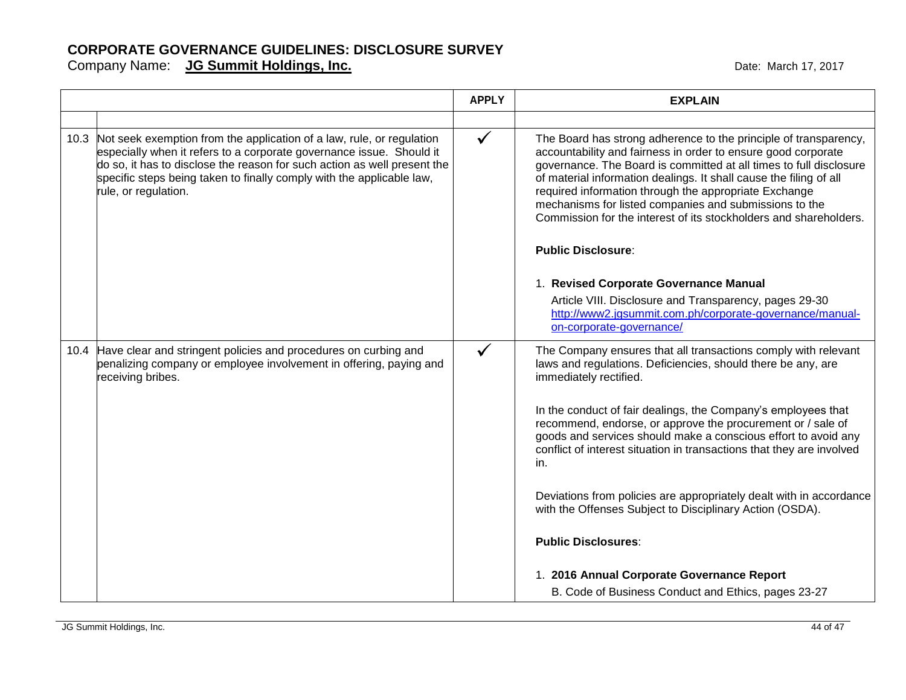# CORPORATE GOVERNANCE GUIDELINES: DISCLOSURE SURVEY

Company Name: **JG Summit Holdings, Inc.** Date: March 17, 2017

| | | APPLY | EXPLAIN |
|---|---|---|---|
| | | | |
| 10.3 | Not seek exemption from the application of a law, rule, or regulation especially when it refers to a corporate governance issue. Should it do so, it has to disclose the reason for such action as well present the specific steps being taken to finally comply with the applicable law, rule, or regulation. | ✓ | The Board has strong adherence to the principle of transparency, accountability and fairness in order to ensure good corporate governance. The Board is committed at all times to full disclosure of material information dealings. It shall cause the filing of all required information through the appropriate Exchange mechanisms for listed companies and submissions to the Commission for the interest of its stockholders and shareholders.<br><br>**Public Disclosure**:<br><br>1. **Revised Corporate Governance Manual**<br>Article VIII. Disclosure and Transparency, pages 29-30<br>http://www2.jgsummit.com.ph/corporate-governance/manual-on-corporate-governance/ |
| 10.4 | Have clear and stringent policies and procedures on curbing and penalizing company or employee involvement in offering, paying and receiving bribes. | ✓ | The Company ensures that all transactions comply with relevant laws and regulations. Deficiencies, should there be any, are immediately rectified.<br><br>In the conduct of fair dealings, the Company's employees that recommend, endorse, or approve the procurement / sale of goods and services should make a conscious effort to avoid any conflict of interest situation in transactions that they are involved in.<br><br>Deviations from policies are appropriately dealt with in accordance with the Offenses Subject to Disciplinary Action (OSDA).<br><br>**Public Disclosures**:<br><br>1. **2016 Annual Corporate Governance Report**<br>B. Code of Business Conduct and Ethics, pages 23-27 |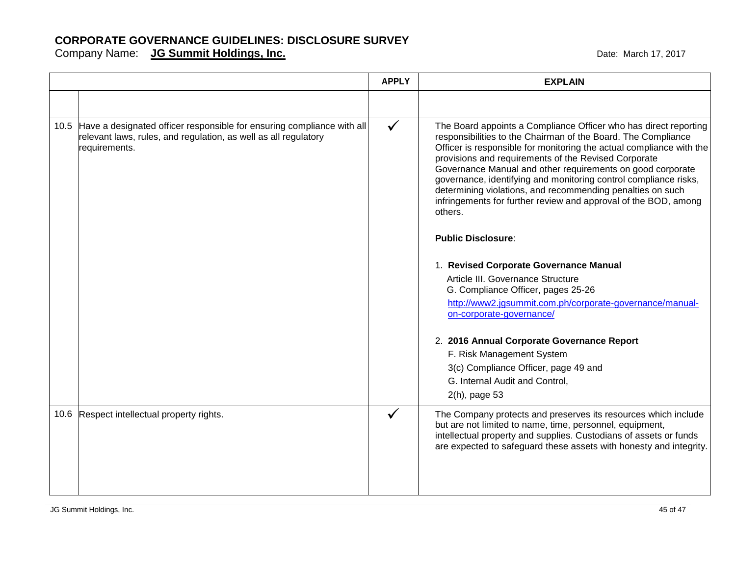# CORPORATE GOVERNANCE GUIDELINES: DISCLOSURE SURVEY

Company Name: **JG Summit Holdings, Inc.**

Date: March 17, 2017

| | | APPLY | EXPLAIN |
|---|---|---|---|
| | | | |
| 10.5 | Have a designated officer responsible for ensuring compliance with all relevant laws, rules, and regulation, as well as all regulatory requirements. | ✓ | The Board appoints a Compliance Officer who has direct reporting responsibilities to the Chairman of the Board. The Compliance Officer is responsible for monitoring the actual compliance with the provisions and requirements of the Revised Corporate Governance Manual and other requirements on good corporate governance, identifying and monitoring control compliance risks, determining violations, and recommending penalties on such infringements for further review and approval of the BOD, among others.<br><br>**Public Disclosure**:<br><br>1. **Revised Corporate Governance Manual**<br>Article III. Governance Structure<br>G. Compliance Officer, pages 25-26<br>http://www2.jgsummit.com.ph/corporate-governance/manual-on-corporate-governance/<br><br>2. **2016 Annual Corporate Governance Report**<br>F. Risk Management System<br>3(c) Compliance Officer, page 49 and<br>G. Internal Audit and Control,<br>2(h), page 53 |
| 10.6 | Respect intellectual property rights. | ✓ | The Company protects and preserves its resources which include but are not limited to name, time, personnel, equipment, intellectual property and supplies. Custodians of assets or funds are expected to safeguard these assets with honesty and integrity. |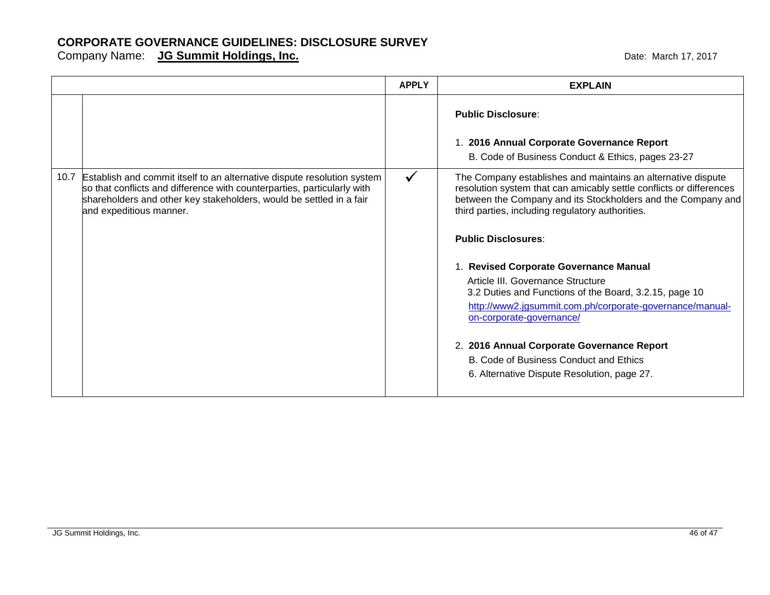# CORPORATE GOVERNANCE GUIDELINES: DISCLOSURE SURVEY

Company Name: **JG Summit Holdings, Inc.**

Date: March 17, 2017

| | | APPLY | EXPLAIN |
|---|---|---|---|
| | | | **Public Disclosure**:<br><br>1. **2016 Annual Corporate Governance Report**<br>B. Code of Business Conduct & Ethics, pages 23-27 |
| 10.7 | Establish and commit itself to an alternative dispute resolution system so that conflicts and difference with counterparties, particularly with shareholders and other key stakeholders, would be settled in a fair and expeditious manner. | ✓ | The Company establishes and maintains an alternative dispute resolution system that can amicably settle conflicts or differences between the Company and its Stockholders and the Company and third parties, including regulatory authorities.<br><br>**Public Disclosures**:<br><br>1. **Revised Corporate Governance Manual**<br>Article III. Governance Structure<br>3.2 Duties and Functions of the Board, 3.2.15, page 10<br>http://www2.jgsummit.com.ph/corporate-governance/manual-on-corporate-governance/<br><br>2. **2016 Annual Corporate Governance Report**<br>B. Code of Business Conduct and Ethics<br>6. Alternative Dispute Resolution, page 27. |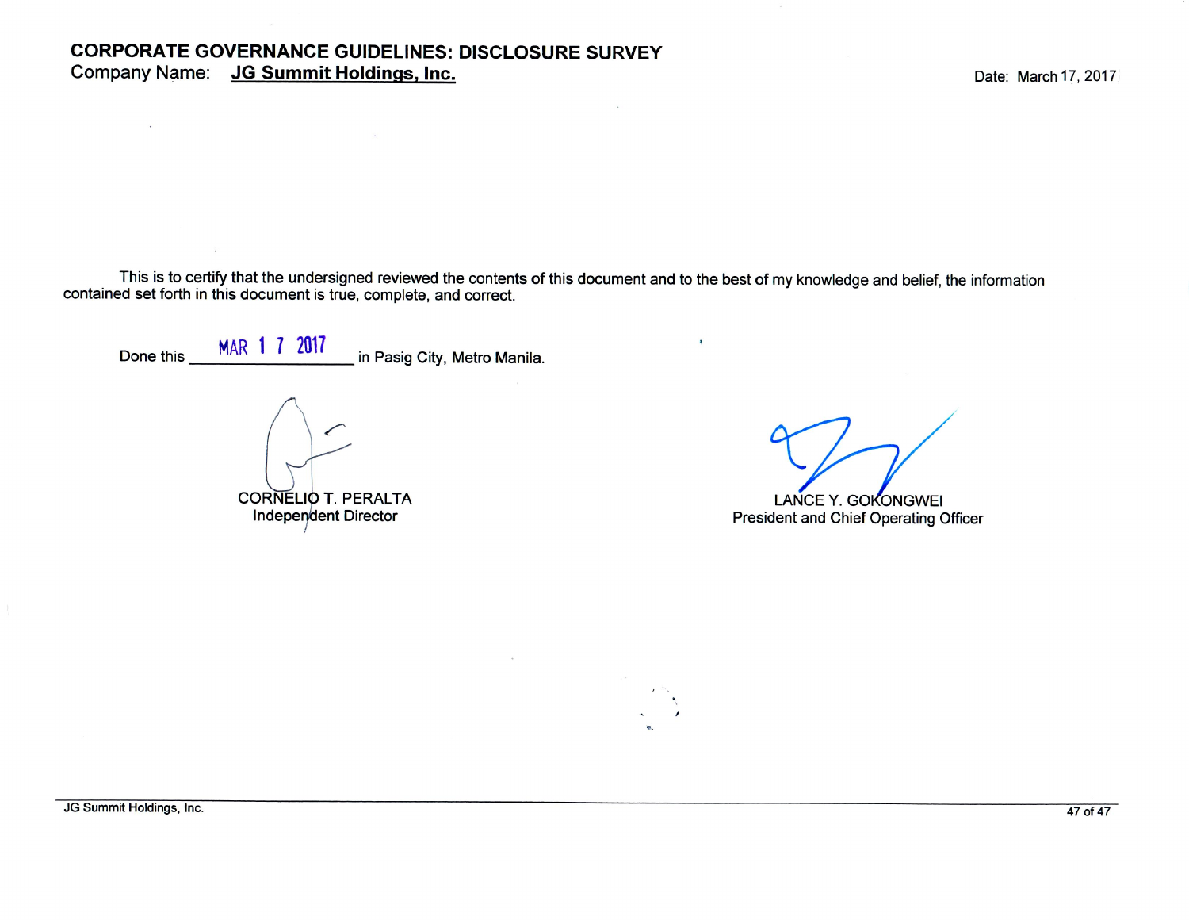**CORPORATE GOVERNANCE GUIDELINES: DISCLOSURE SURVEY**
Company Name: **JG Summit Holdings, Inc.**

Date: March 17, 2017

This is to certify that the undersigned reviewed the contents of this document and to the best of my knowledge and belief, the information contained set forth in this document is true, complete, and correct.

Done this MAR 1 7 2017 in Pasig City, Metro Manila.

CORNELIO T. PERALTA
Independent Director

LANCE Y. GOKONGWEI
President and Chief Operating Officer